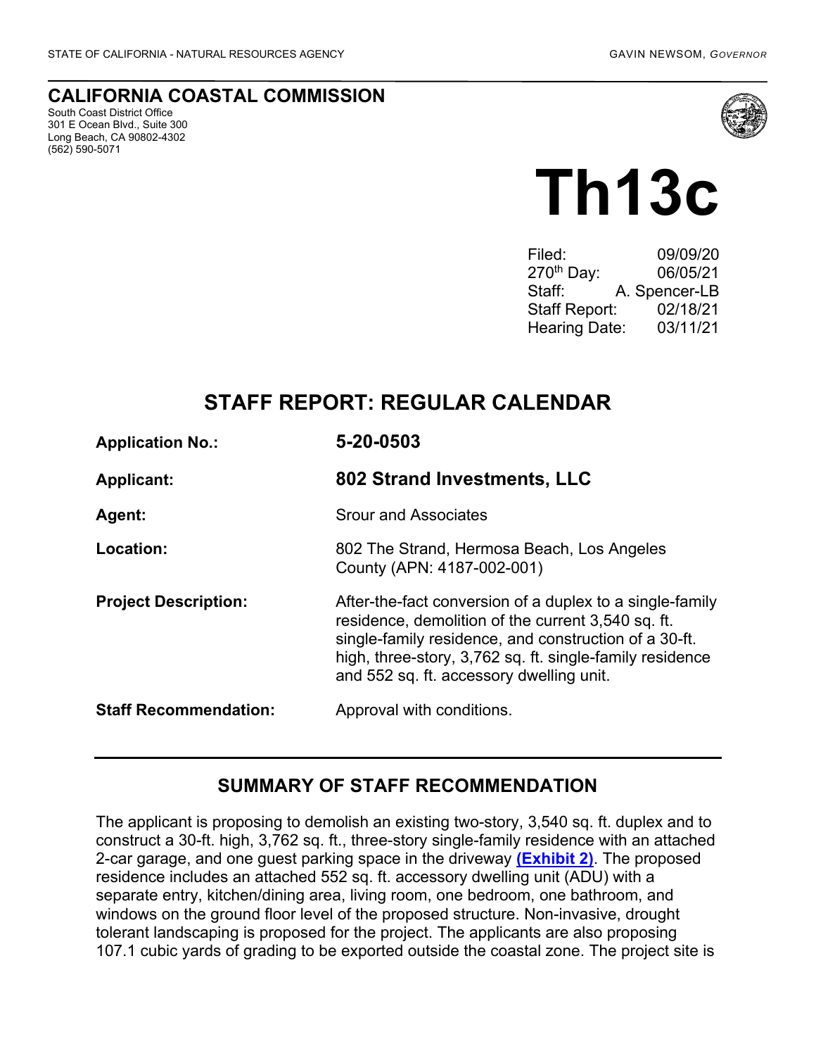STATE OF CALIFORNIA - NATURAL RESOURCES AGENCY

GAVIN NEWSOM, *GOVERNOR*

# CALIFORNIA COASTAL COMMISSION

South Coast District Office
301 E Ocean Blvd., Suite 300
Long Beach, CA 90802-4302
(562) 590-5071

# Th13c

Filed: 09/09/20
270th Day: 06/05/21
Staff: A. Spencer-LB
Staff Report: 02/18/21
Hearing Date: 03/11/21

## STAFF REPORT: REGULAR CALENDAR

| | |
|---|---|
| **Application No.:** | **5-20-0503** |
| **Applicant:** | **802 Strand Investments, LLC** |
| **Agent:** | Srour and Associates |
| **Location:** | 802 The Strand, Hermosa Beach, Los Angeles County (APN: 4187-002-001) |
| **Project Description:** | After-the-fact conversion of a duplex to a single-family residence, demolition of the current 3,540 sq. ft. single-family residence, and construction of a 30-ft. high, three-story, 3,762 sq. ft. single-family residence and 552 sq. ft. accessory dwelling unit. |
| **Staff Recommendation:** | Approval with conditions. |

## SUMMARY OF STAFF RECOMMENDATION

The applicant is proposing to demolish an existing two-story, 3,540 sq. ft. duplex and to construct a 30-ft. high, 3,762 sq. ft., three-story single-family residence with an attached 2-car garage, and one guest parking space in the driveway **(Exhibit 2)**. The proposed residence includes an attached 552 sq. ft. accessory dwelling unit (ADU) with a separate entry, kitchen/dining area, living room, one bedroom, one bathroom, and windows on the ground floor level of the proposed structure. Non-invasive, drought tolerant landscaping is proposed for the project. The applicants are also proposing 107.1 cubic yards of grading to be exported outside the coastal zone. The project site is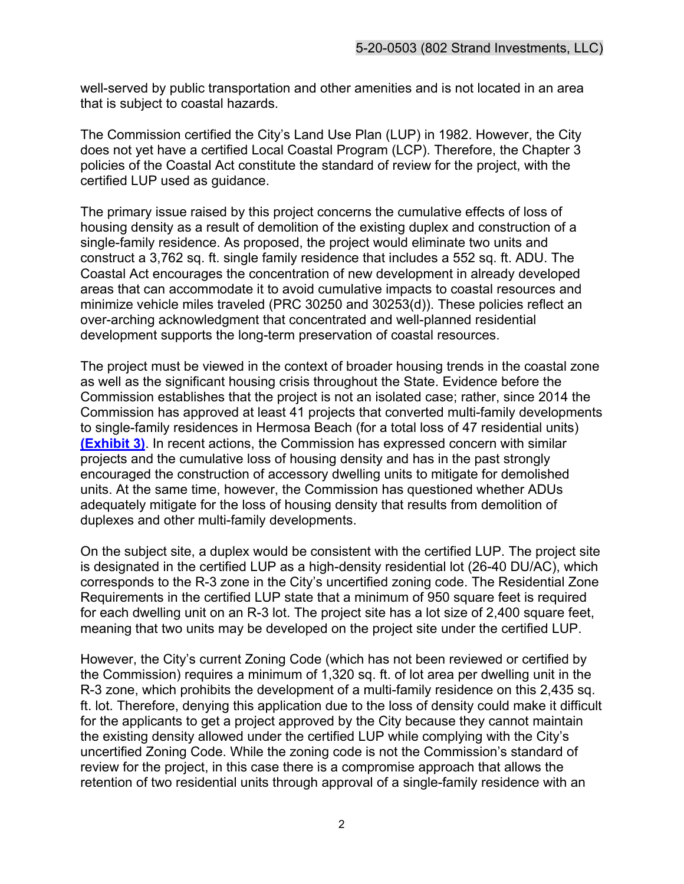well-served by public transportation and other amenities and is not located in an area that is subject to coastal hazards.

The Commission certified the City's Land Use Plan (LUP) in 1982. However, the City does not yet have a certified Local Coastal Program (LCP). Therefore, the Chapter 3 policies of the Coastal Act constitute the standard of review for the project, with the certified LUP used as guidance.

The primary issue raised by this project concerns the cumulative effects of loss of housing density as a result of demolition of the existing duplex and construction of a single-family residence. As proposed, the project would eliminate two units and construct a 3,762 sq. ft. single family residence that includes a 552 sq. ft. ADU. The Coastal Act encourages the concentration of new development in already developed areas that can accommodate it to avoid cumulative impacts to coastal resources and minimize vehicle miles traveled (PRC 30250 and 30253(d)). These policies reflect an over-arching acknowledgment that concentrated and well-planned residential development supports the long-term preservation of coastal resources.

The project must be viewed in the context of broader housing trends in the coastal zone as well as the significant housing crisis throughout the State. Evidence before the Commission establishes that the project is not an isolated case; rather, since 2014 the Commission has approved at least 41 projects that converted multi-family developments to single-family residences in Hermosa Beach (for a total loss of 47 residential units) **(Exhibit 3)**. In recent actions, the Commission has expressed concern with similar projects and the cumulative loss of housing density and has in the past strongly encouraged the construction of accessory dwelling units to mitigate for demolished units. At the same time, however, the Commission has questioned whether ADUs adequately mitigate for the loss of housing density that results from demolition of duplexes and other multi-family developments.

On the subject site, a duplex would be consistent with the certified LUP. The project site is designated in the certified LUP as a high-density residential lot (26-40 DU/AC), which corresponds to the R-3 zone in the City's uncertified zoning code. The Residential Zone Requirements in the certified LUP state that a minimum of 950 square feet is required for each dwelling unit on an R-3 lot. The project site has a lot size of 2,400 square feet, meaning that two units may be developed on the project site under the certified LUP.

However, the City's current Zoning Code (which has not been reviewed or certified by the Commission) requires a minimum of 1,320 sq. ft. of lot area per dwelling unit in the R-3 zone, which prohibits the development of a multi-family residence on this 2,435 sq. ft. lot. Therefore, denying this application due to the loss of density could make it difficult for the applicants to get a project approved by the City because they cannot maintain the existing density allowed under the certified LUP while complying with the City's uncertified Zoning Code. While the zoning code is not the Commission's standard of review for the project, in this case there is a compromise approach that allows the retention of two residential units through approval of a single-family residence with an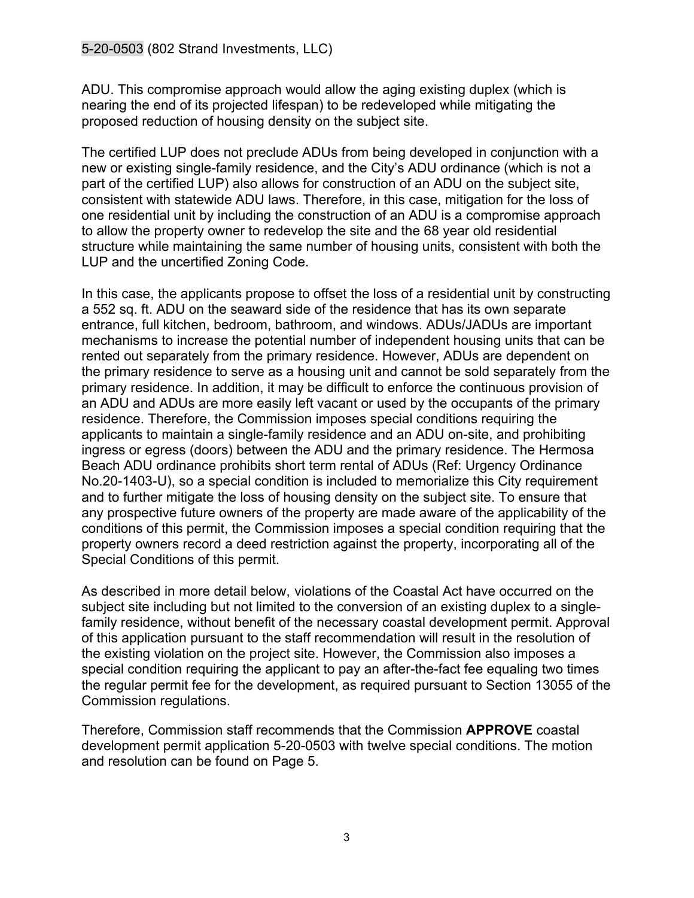ADU. This compromise approach would allow the aging existing duplex (which is nearing the end of its projected lifespan) to be redeveloped while mitigating the proposed reduction of housing density on the subject site.

The certified LUP does not preclude ADUs from being developed in conjunction with a new or existing single-family residence, and the City's ADU ordinance (which is not a part of the certified LUP) also allows for construction of an ADU on the subject site, consistent with statewide ADU laws. Therefore, in this case, mitigation for the loss of one residential unit by including the construction of an ADU is a compromise approach to allow the property owner to redevelop the site and the 68 year old residential structure while maintaining the same number of housing units, consistent with both the LUP and the uncertified Zoning Code.

In this case, the applicants propose to offset the loss of a residential unit by constructing a 552 sq. ft. ADU on the seaward side of the residence that has its own separate entrance, full kitchen, bedroom, bathroom, and windows. ADUs/JADUs are important mechanisms to increase the potential number of independent housing units that can be rented out separately from the primary residence. However, ADUs are dependent on the primary residence to serve as a housing unit and cannot be sold separately from the primary residence. In addition, it may be difficult to enforce the continuous provision of an ADU and ADUs are more easily left vacant or used by the occupants of the primary residence. Therefore, the Commission imposes special conditions requiring the applicants to maintain a single-family residence and an ADU on-site, and prohibiting ingress or egress (doors) between the ADU and the primary residence. The Hermosa Beach ADU ordinance prohibits short term rental of ADUs (Ref: Urgency Ordinance No.20-1403-U), so a special condition is included to memorialize this City requirement and to further mitigate the loss of housing density on the subject site. To ensure that any prospective future owners of the property are made aware of the applicability of the conditions of this permit, the Commission imposes a special condition requiring that the property owners record a deed restriction against the property, incorporating all of the Special Conditions of this permit.

As described in more detail below, violations of the Coastal Act have occurred on the subject site including but not limited to the conversion of an existing duplex to a single-family residence, without benefit of the necessary coastal development permit. Approval of this application pursuant to the staff recommendation will result in the resolution of the existing violation on the project site. However, the Commission also imposes a special condition requiring the applicant to pay an after-the-fact fee equaling two times the regular permit fee for the development, as required pursuant to Section 13055 of the Commission regulations.

Therefore, Commission staff recommends that the Commission **APPROVE** coastal development permit application 5-20-0503 with twelve special conditions. The motion and resolution can be found on Page 5.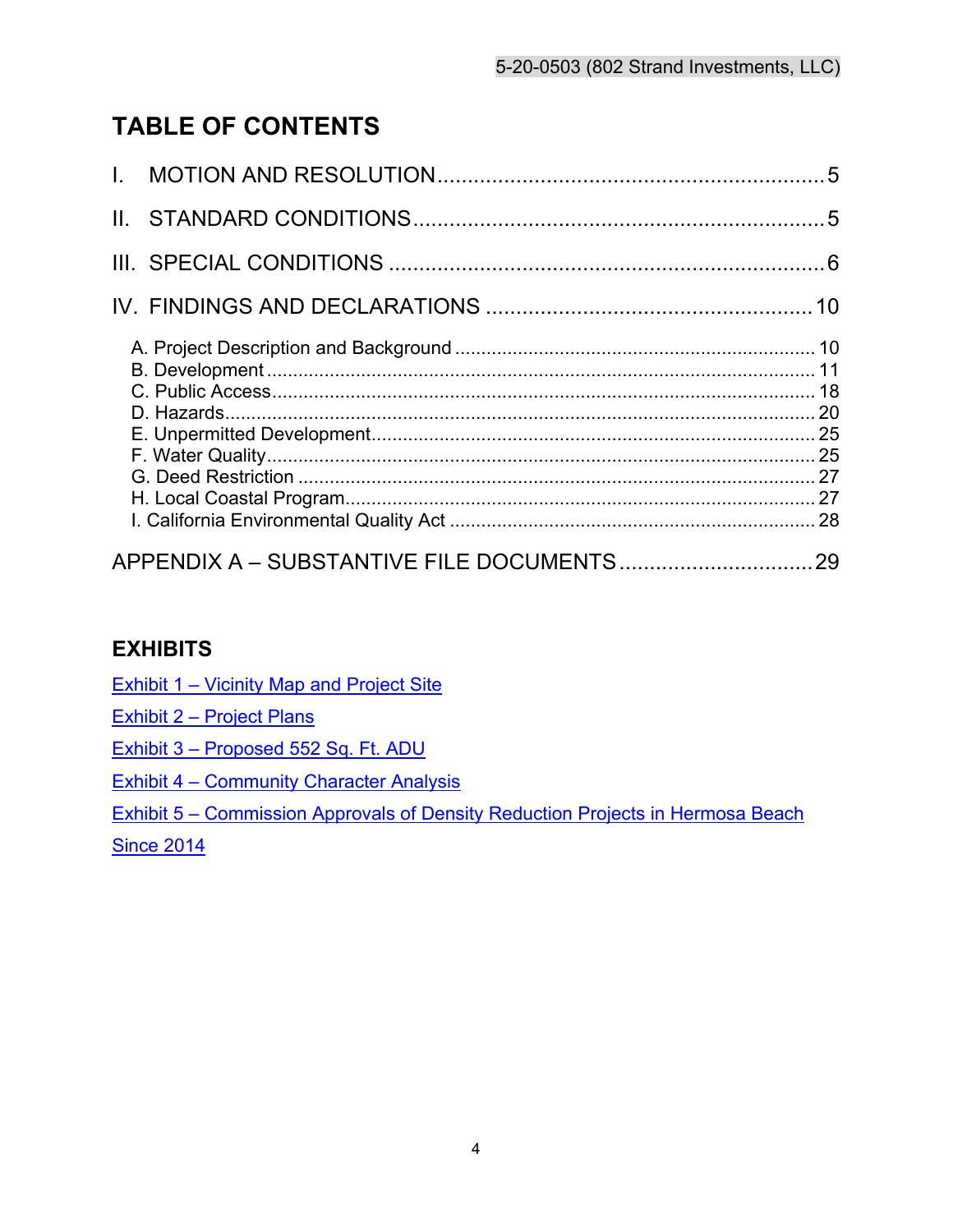# TABLE OF CONTENTS

I. MOTION AND RESOLUTION.............................................................5

II. STANDARD CONDITIONS...............................................................5

III. SPECIAL CONDITIONS .................................................................6

IV. FINDINGS AND DECLARATIONS ................................................10

- A. Project Description and Background ............................................10
- B. Development .................................................................11
- C. Public Access.................................................................18
- D. Hazards.......................................................................20
- E. Unpermitted Development.....................................................25
- F. Water Quality................................................................25
- G. Deed Restriction ............................................................27
- H. Local Coastal Program........................................................27
- I. California Environmental Quality Act ........................................28

APPENDIX A – SUBSTANTIVE FILE DOCUMENTS ..................................29

## EXHIBITS

Exhibit 1 – Vicinity Map and Project Site

Exhibit 2 – Project Plans

Exhibit 3 – Proposed 552 Sq. Ft. ADU

Exhibit 4 – Community Character Analysis

Exhibit 5 – Commission Approvals of Density Reduction Projects in Hermosa Beach Since 2014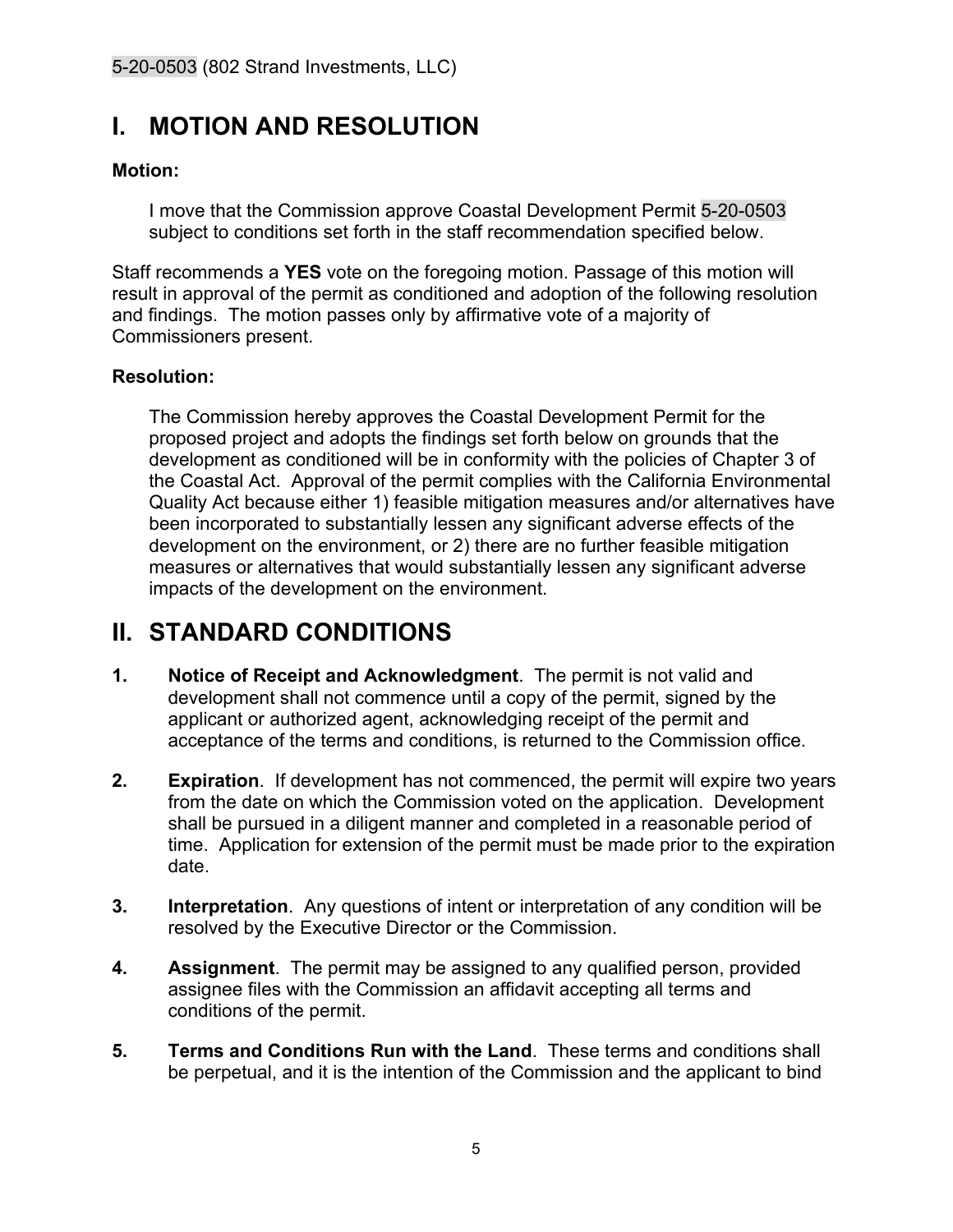# I. MOTION AND RESOLUTION

**Motion:**

I move that the Commission approve Coastal Development Permit 5-20-0503 subject to conditions set forth in the staff recommendation specified below.

Staff recommends a **YES** vote on the foregoing motion. Passage of this motion will result in approval of the permit as conditioned and adoption of the following resolution and findings. The motion passes only by affirmative vote of a majority of Commissioners present.

**Resolution:**

The Commission hereby approves the Coastal Development Permit for the proposed project and adopts the findings set forth below on grounds that the development as conditioned will be in conformity with the policies of Chapter 3 of the Coastal Act. Approval of the permit complies with the California Environmental Quality Act because either 1) feasible mitigation measures and/or alternatives have been incorporated to substantially lessen any significant adverse effects of the development on the environment, or 2) there are no further feasible mitigation measures or alternatives that would substantially lessen any significant adverse impacts of the development on the environment.

# II. STANDARD CONDITIONS

1. **Notice of Receipt and Acknowledgment**. The permit is not valid and development shall not commence until a copy of the permit, signed by the applicant or authorized agent, acknowledging receipt of the permit and acceptance of the terms and conditions, is returned to the Commission office.

2. **Expiration**. If development has not commenced, the permit will expire two years from the date on which the Commission voted on the application. Development shall be pursued in a diligent manner and completed in a reasonable period of time. Application for extension of the permit must be made prior to the expiration date.

3. **Interpretation**. Any questions of intent or interpretation of any condition will be resolved by the Executive Director or the Commission.

4. **Assignment**. The permit may be assigned to any qualified person, provided assignee files with the Commission an affidavit accepting all terms and conditions of the permit.

5. **Terms and Conditions Run with the Land**. These terms and conditions shall be perpetual, and it is the intention of the Commission and the applicant to bind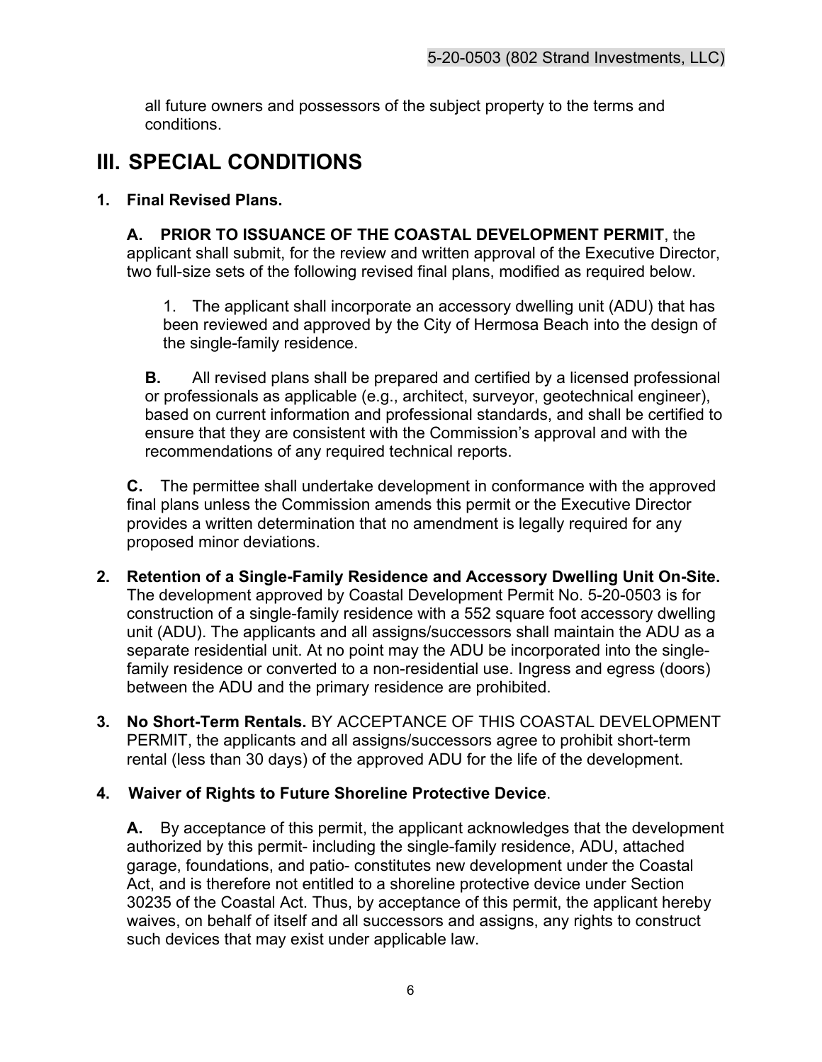all future owners and possessors of the subject property to the terms and conditions.

# III. SPECIAL CONDITIONS

**1. Final Revised Plans.**

**A. PRIOR TO ISSUANCE OF THE COASTAL DEVELOPMENT PERMIT**, the applicant shall submit, for the review and written approval of the Executive Director, two full-size sets of the following revised final plans, modified as required below.

1. The applicant shall incorporate an accessory dwelling unit (ADU) that has been reviewed and approved by the City of Hermosa Beach into the design of the single-family residence.

**B.** All revised plans shall be prepared and certified by a licensed professional or professionals as applicable (e.g., architect, surveyor, geotechnical engineer), based on current information and professional standards, and shall be certified to ensure that they are consistent with the Commission's approval and with the recommendations of any required technical reports.

**C.** The permittee shall undertake development in conformance with the approved final plans unless the Commission amends this permit or the Executive Director provides a written determination that no amendment is legally required for any proposed minor deviations.

**2. Retention of a Single-Family Residence and Accessory Dwelling Unit On-Site.** The development approved by Coastal Development Permit No. 5-20-0503 is for construction of a single-family residence with a 552 square foot accessory dwelling unit (ADU). The applicants and all assigns/successors shall maintain the ADU as a separate residential unit. At no point may the ADU be incorporated into the single-family residence or converted to a non-residential use. Ingress and egress (doors) between the ADU and the primary residence are prohibited.

**3. No Short-Term Rentals.** BY ACCEPTANCE OF THIS COASTAL DEVELOPMENT PERMIT, the applicants and all assigns/successors agree to prohibit short-term rental (less than 30 days) of the approved ADU for the life of the development.

**4. Waiver of Rights to Future Shoreline Protective Device.**

**A.** By acceptance of this permit, the applicant acknowledges that the development authorized by this permit- including the single-family residence, ADU, attached garage, foundations, and patio- constitutes new development under the Coastal Act, and is therefore not entitled to a shoreline protective device under Section 30235 of the Coastal Act. Thus, by acceptance of this permit, the applicant hereby waives, on behalf of itself and all successors and assigns, any rights to construct such devices that may exist under applicable law.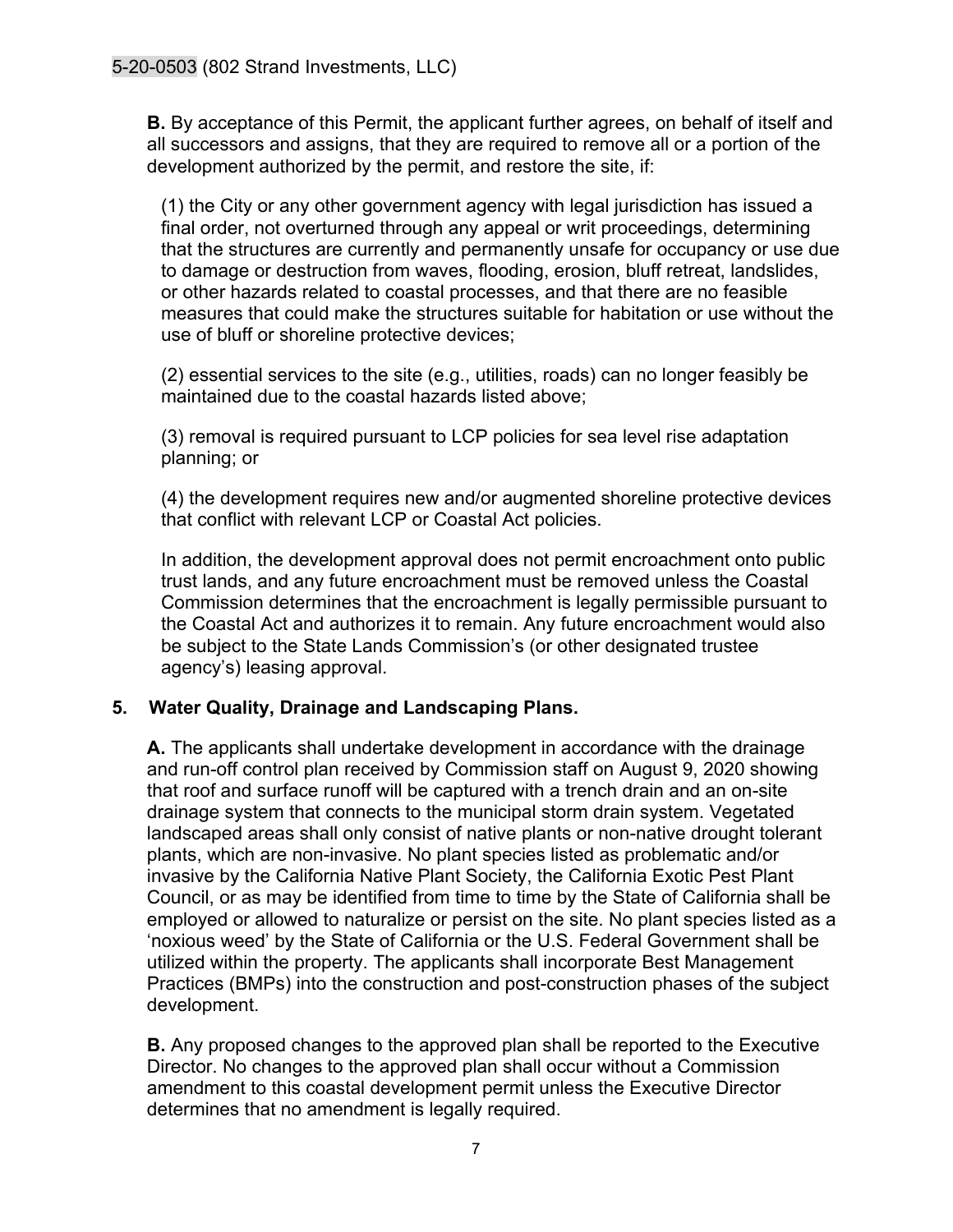**B.** By acceptance of this Permit, the applicant further agrees, on behalf of itself and all successors and assigns, that they are required to remove all or a portion of the development authorized by the permit, and restore the site, if:

(1) the City or any other government agency with legal jurisdiction has issued a final order, not overturned through any appeal or writ proceedings, determining that the structures are currently and permanently unsafe for occupancy or use due to damage or destruction from waves, flooding, erosion, bluff retreat, landslides, or other hazards related to coastal processes, and that there are no feasible measures that could make the structures suitable for habitation or use without the use of bluff or shoreline protective devices;

(2) essential services to the site (e.g., utilities, roads) can no longer feasibly be maintained due to the coastal hazards listed above;

(3) removal is required pursuant to LCP policies for sea level rise adaptation planning; or

(4) the development requires new and/or augmented shoreline protective devices that conflict with relevant LCP or Coastal Act policies.

In addition, the development approval does not permit encroachment onto public trust lands, and any future encroachment must be removed unless the Coastal Commission determines that the encroachment is legally permissible pursuant to the Coastal Act and authorizes it to remain. Any future encroachment would also be subject to the State Lands Commission's (or other designated trustee agency's) leasing approval.

**5. Water Quality, Drainage and Landscaping Plans.**

**A.** The applicants shall undertake development in accordance with the drainage and run-off control plan received by Commission staff on August 9, 2020 showing that roof and surface runoff will be captured with a trench drain and an on-site drainage system that connects to the municipal storm drain system. Vegetated landscaped areas shall only consist of native plants or non-native drought tolerant plants, which are non-invasive. No plant species listed as problematic and/or invasive by the California Native Plant Society, the California Exotic Pest Plant Council, or as may be identified from time to time by the State of California shall be employed or allowed to naturalize or persist on the site. No plant species listed as a 'noxious weed' by the State of California or the U.S. Federal Government shall be utilized within the property. The applicants shall incorporate Best Management Practices (BMPs) into the construction and post-construction phases of the subject development.

**B.** Any proposed changes to the approved plan shall be reported to the Executive Director. No changes to the approved plan shall occur without a Commission amendment to this coastal development permit unless the Executive Director determines that no amendment is legally required.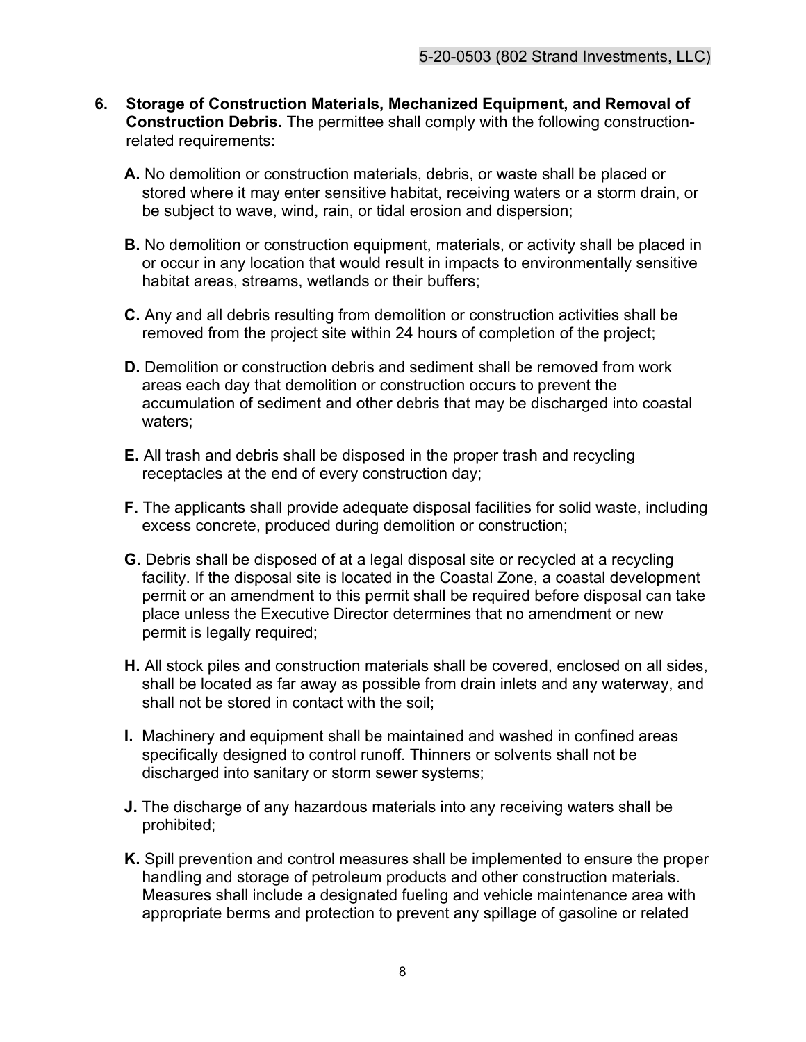6. **Storage of Construction Materials, Mechanized Equipment, and Removal of Construction Debris.** The permittee shall comply with the following construction-related requirements:

   **A.** No demolition or construction materials, debris, or waste shall be placed or stored where it may enter sensitive habitat, receiving waters or a storm drain, or be subject to wave, wind, rain, or tidal erosion and dispersion;

   **B.** No demolition or construction equipment, materials, or activity shall be placed in or occur in any location that would result in impacts to environmentally sensitive habitat areas, streams, wetlands or their buffers;

   **C.** Any and all debris resulting from demolition or construction activities shall be removed from the project site within 24 hours of completion of the project;

   **D.** Demolition or construction debris and sediment shall be removed from work areas each day that demolition or construction occurs to prevent the accumulation of sediment and other debris that may be discharged into coastal waters;

   **E.** All trash and debris shall be disposed in the proper trash and recycling receptacles at the end of every construction day;

   **F.** The applicants shall provide adequate disposal facilities for solid waste, including excess concrete, produced during demolition or construction;

   **G.** Debris shall be disposed of at a legal disposal site or recycled at a recycling facility. If the disposal site is located in the Coastal Zone, a coastal development permit or an amendment to this permit shall be required before disposal can take place unless the Executive Director determines that no amendment or new permit is legally required;

   **H.** All stock piles and construction materials shall be covered, enclosed on all sides, shall be located as far away as possible from drain inlets and any waterway, and shall not be stored in contact with the soil;

   **I.** Machinery and equipment shall be maintained and washed in confined areas specifically designed to control runoff. Thinners or solvents shall not be discharged into sanitary or storm sewer systems;

   **J.** The discharge of any hazardous materials into any receiving waters shall be prohibited;

   **K.** Spill prevention and control measures shall be implemented to ensure the proper handling and storage of petroleum products and other construction materials. Measures shall include a designated fueling and vehicle maintenance area with appropriate berms and protection to prevent any spillage of gasoline or related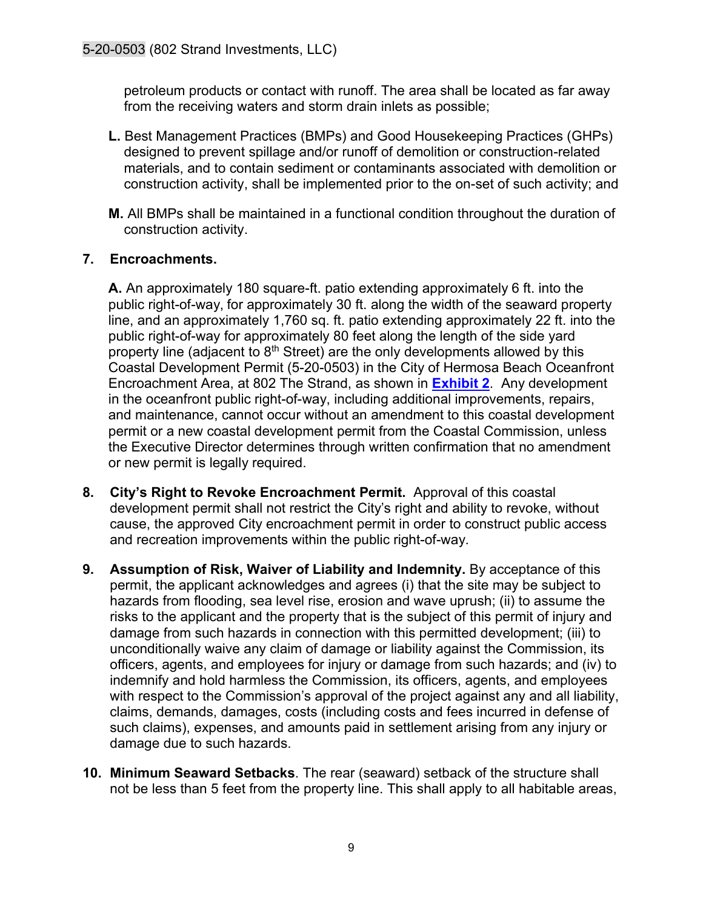petroleum products or contact with runoff. The area shall be located as far away from the receiving waters and storm drain inlets as possible;

**L.** Best Management Practices (BMPs) and Good Housekeeping Practices (GHPs) designed to prevent spillage and/or runoff of demolition or construction-related materials, and to contain sediment or contaminants associated with demolition or construction activity, shall be implemented prior to the on-set of such activity; and

**M.** All BMPs shall be maintained in a functional condition throughout the duration of construction activity.

**7. Encroachments.**

**A.** An approximately 180 square-ft. patio extending approximately 6 ft. into the public right-of-way, for approximately 30 ft. along the width of the seaward property line, and an approximately 1,760 sq. ft. patio extending approximately 22 ft. into the public right-of-way for approximately 80 feet along the length of the side yard property line (adjacent to 8th Street) are the only developments allowed by this Coastal Development Permit (5-20-0503) in the City of Hermosa Beach Oceanfront Encroachment Area, at 802 The Strand, as shown in **Exhibit 2**. Any development in the oceanfront public right-of-way, including additional improvements, repairs, and maintenance, cannot occur without an amendment to this coastal development permit or a new coastal development permit from the Coastal Commission, unless the Executive Director determines through written confirmation that no amendment or new permit is legally required.

**8. City's Right to Revoke Encroachment Permit.** Approval of this coastal development permit shall not restrict the City's right and ability to revoke, without cause, the approved City encroachment permit in order to construct public access and recreation improvements within the public right-of-way.

**9. Assumption of Risk, Waiver of Liability and Indemnity.** By acceptance of this permit, the applicant acknowledges and agrees (i) that the site may be subject to hazards from flooding, sea level rise, erosion and wave uprush; (ii) to assume the risks to the applicant and the property that is the subject of this permit of injury and damage from such hazards in connection with this permitted development; (iii) to unconditionally waive any claim of damage or liability against the Commission, its officers, agents, and employees for injury or damage from such hazards; and (iv) to indemnify and hold harmless the Commission, its officers, agents, and employees with respect to the Commission's approval of the project against any and all liability, claims, demands, damages, costs (including costs and fees incurred in defense of such claims), expenses, and amounts paid in settlement arising from any injury or damage due to such hazards.

**10. Minimum Seaward Setbacks**. The rear (seaward) setback of the structure shall not be less than 5 feet from the property line. This shall apply to all habitable areas,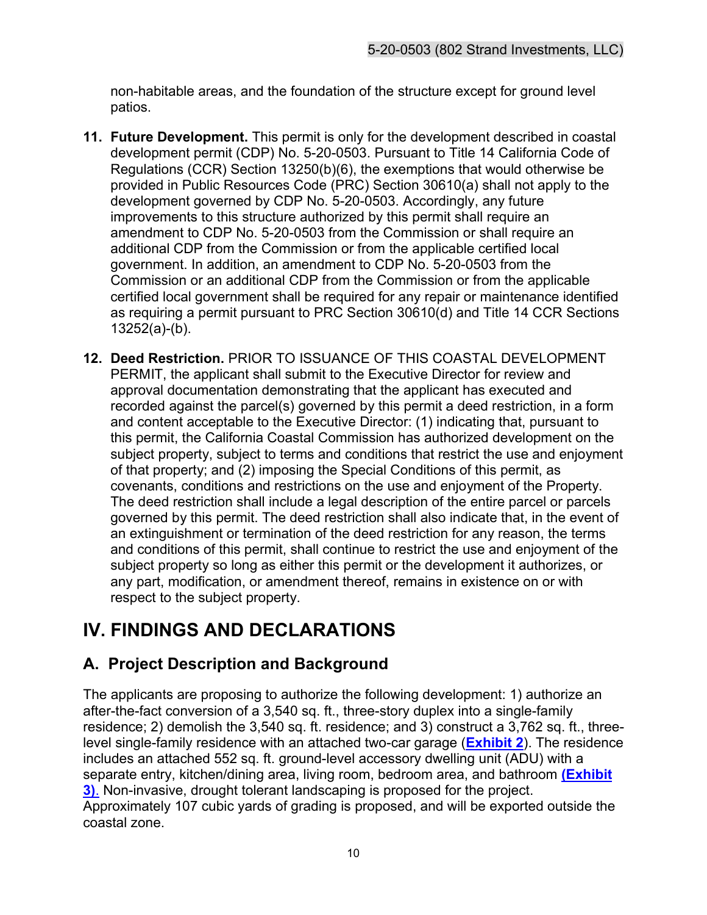non-habitable areas, and the foundation of the structure except for ground level patios.

11. **Future Development.** This permit is only for the development described in coastal development permit (CDP) No. 5-20-0503. Pursuant to Title 14 California Code of Regulations (CCR) Section 13250(b)(6), the exemptions that would otherwise be provided in Public Resources Code (PRC) Section 30610(a) shall not apply to the development governed by CDP No. 5-20-0503. Accordingly, any future improvements to this structure authorized by this permit shall require an amendment to CDP No. 5-20-0503 from the Commission or shall require an additional CDP from the Commission or from the applicable certified local government. In addition, an amendment to CDP No. 5-20-0503 from the Commission or an additional CDP from the Commission or from the applicable certified local government shall be required for any repair or maintenance identified as requiring a permit pursuant to PRC Section 30610(d) and Title 14 CCR Sections 13252(a)-(b).

12. **Deed Restriction.** PRIOR TO ISSUANCE OF THIS COASTAL DEVELOPMENT PERMIT, the applicant shall submit to the Executive Director for review and approval documentation demonstrating that the applicant has executed and recorded against the parcel(s) governed by this permit a deed restriction, in a form and content acceptable to the Executive Director: (1) indicating that, pursuant to this permit, the California Coastal Commission has authorized development on the subject property, subject to terms and conditions that restrict the use and enjoyment of that property; and (2) imposing the Special Conditions of this permit, as covenants, conditions and restrictions on the use and enjoyment of the Property. The deed restriction shall include a legal description of the entire parcel or parcels governed by this permit. The deed restriction shall also indicate that, in the event of an extinguishment or termination of the deed restriction for any reason, the terms and conditions of this permit, shall continue to restrict the use and enjoyment of the subject property so long as either this permit or the development it authorizes, or any part, modification, or amendment thereof, remains in existence on or with respect to the subject property.

# IV. FINDINGS AND DECLARATIONS

## A. Project Description and Background

The applicants are proposing to authorize the following development: 1) authorize an after-the-fact conversion of a 3,540 sq. ft., three-story duplex into a single-family residence; 2) demolish the 3,540 sq. ft. residence; and 3) construct a 3,762 sq. ft., three-level single-family residence with an attached two-car garage (**Exhibit 2**). The residence includes an attached 552 sq. ft. ground-level accessory dwelling unit (ADU) with a separate entry, kitchen/dining area, living room, bedroom area, and bathroom **(Exhibit 3)**. Non-invasive, drought tolerant landscaping is proposed for the project. Approximately 107 cubic yards of grading is proposed, and will be exported outside the coastal zone.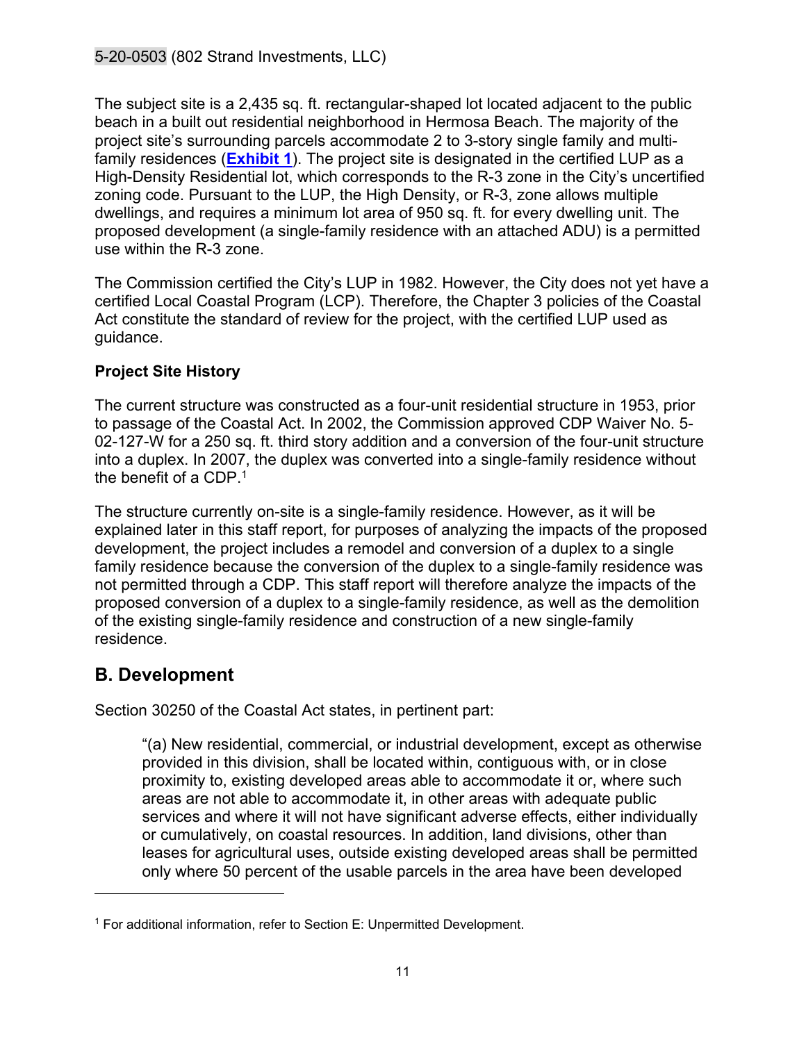The subject site is a 2,435 sq. ft. rectangular-shaped lot located adjacent to the public beach in a built out residential neighborhood in Hermosa Beach. The majority of the project site's surrounding parcels accommodate 2 to 3-story single family and multi-family residences (**Exhibit 1**). The project site is designated in the certified LUP as a High-Density Residential lot, which corresponds to the R-3 zone in the City's uncertified zoning code. Pursuant to the LUP, the High Density, or R-3, zone allows multiple dwellings, and requires a minimum lot area of 950 sq. ft. for every dwelling unit. The proposed development (a single-family residence with an attached ADU) is a permitted use within the R-3 zone.

The Commission certified the City's LUP in 1982. However, the City does not yet have a certified Local Coastal Program (LCP). Therefore, the Chapter 3 policies of the Coastal Act constitute the standard of review for the project, with the certified LUP used as guidance.

**Project Site History**

The current structure was constructed as a four-unit residential structure in 1953, prior to passage of the Coastal Act. In 2002, the Commission approved CDP Waiver No. 5-02-127-W for a 250 sq. ft. third story addition and a conversion of the four-unit structure into a duplex. In 2007, the duplex was converted into a single-family residence without the benefit of a CDP.[1]

The structure currently on-site is a single-family residence. However, as it will be explained later in this staff report, for purposes of analyzing the impacts of the proposed development, the project includes a remodel and conversion of a duplex to a single family residence because the conversion of the duplex to a single-family residence was not permitted through a CDP. This staff report will therefore analyze the impacts of the proposed conversion of a duplex to a single-family residence, as well as the demolition of the existing single-family residence and construction of a new single-family residence.

## B. Development

Section 30250 of the Coastal Act states, in pertinent part:

> "(a) New residential, commercial, or industrial development, except as otherwise provided in this division, shall be located within, contiguous with, or in close proximity to, existing developed areas able to accommodate it or, where such areas are not able to accommodate it, in other areas with adequate public services and where it will not have significant adverse effects, either individually or cumulatively, on coastal resources. In addition, land divisions, other than leases for agricultural uses, outside existing developed areas shall be permitted only where 50 percent of the usable parcels in the area have been developed

---

[1] For additional information, refer to Section E: Unpermitted Development.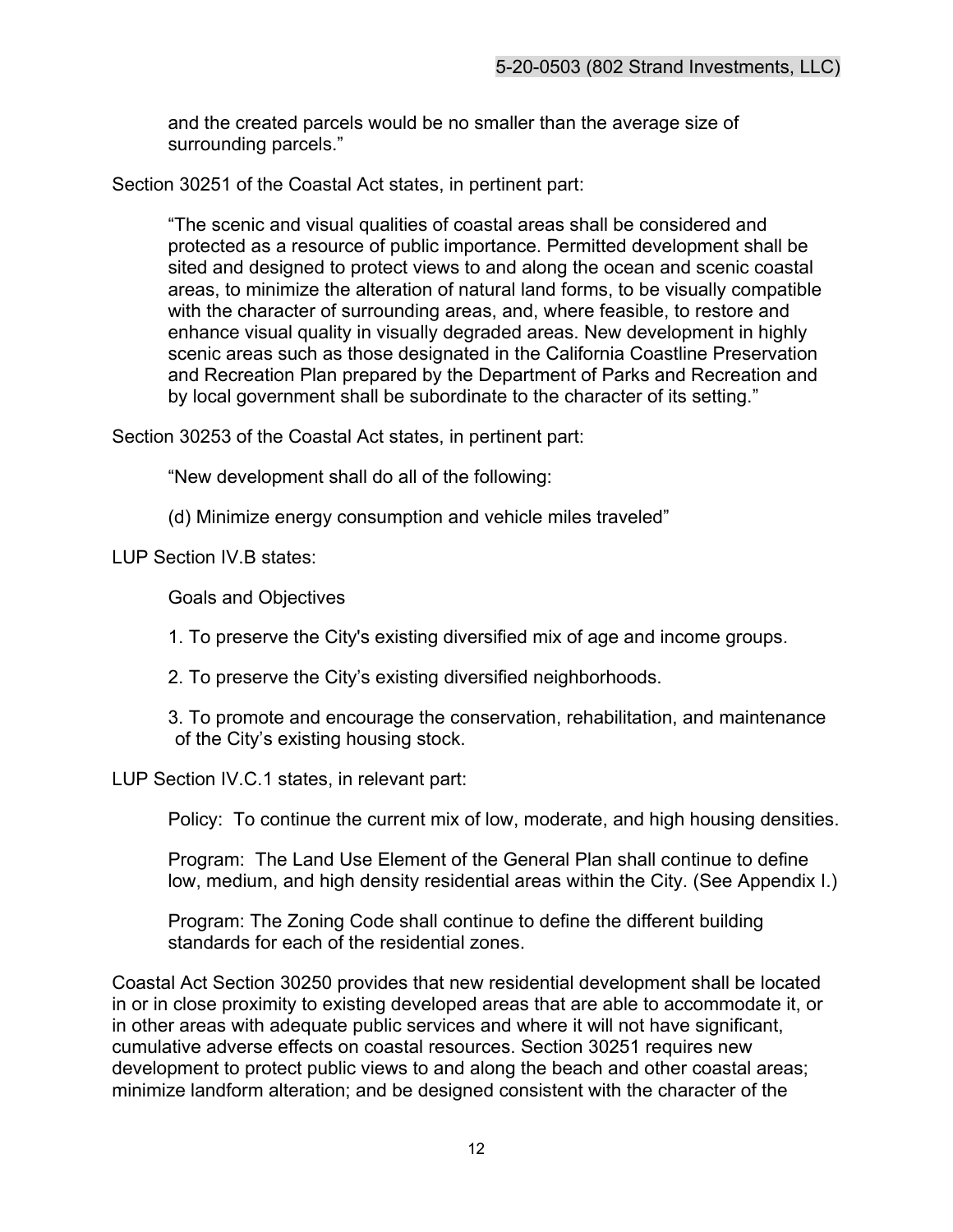> and the created parcels would be no smaller than the average size of surrounding parcels."

Section 30251 of the Coastal Act states, in pertinent part:

> "The scenic and visual qualities of coastal areas shall be considered and protected as a resource of public importance. Permitted development shall be sited and designed to protect views to and along the ocean and scenic coastal areas, to minimize the alteration of natural land forms, to be visually compatible with the character of surrounding areas, and, where feasible, to restore and enhance visual quality in visually degraded areas. New development in highly scenic areas such as those designated in the California Coastline Preservation and Recreation Plan prepared by the Department of Parks and Recreation and by local government shall be subordinate to the character of its setting."

Section 30253 of the Coastal Act states, in pertinent part:

> "New development shall do all of the following:
>
> (d) Minimize energy consumption and vehicle miles traveled"

LUP Section IV.B states:

> Goals and Objectives
>
> 1. To preserve the City's existing diversified mix of age and income groups.
>
> 2. To preserve the City's existing diversified neighborhoods.
>
> 3. To promote and encourage the conservation, rehabilitation, and maintenance of the City's existing housing stock.

LUP Section IV.C.1 states, in relevant part:

> Policy: To continue the current mix of low, moderate, and high housing densities.
>
> Program: The Land Use Element of the General Plan shall continue to define low, medium, and high density residential areas within the City. (See Appendix I.)
>
> Program: The Zoning Code shall continue to define the different building standards for each of the residential zones.

Coastal Act Section 30250 provides that new residential development shall be located in or in close proximity to existing developed areas that are able to accommodate it, or in other areas with adequate public services and where it will not have significant, cumulative adverse effects on coastal resources. Section 30251 requires new development to protect public views to and along the beach and other coastal areas; minimize landform alteration; and be designed consistent with the character of the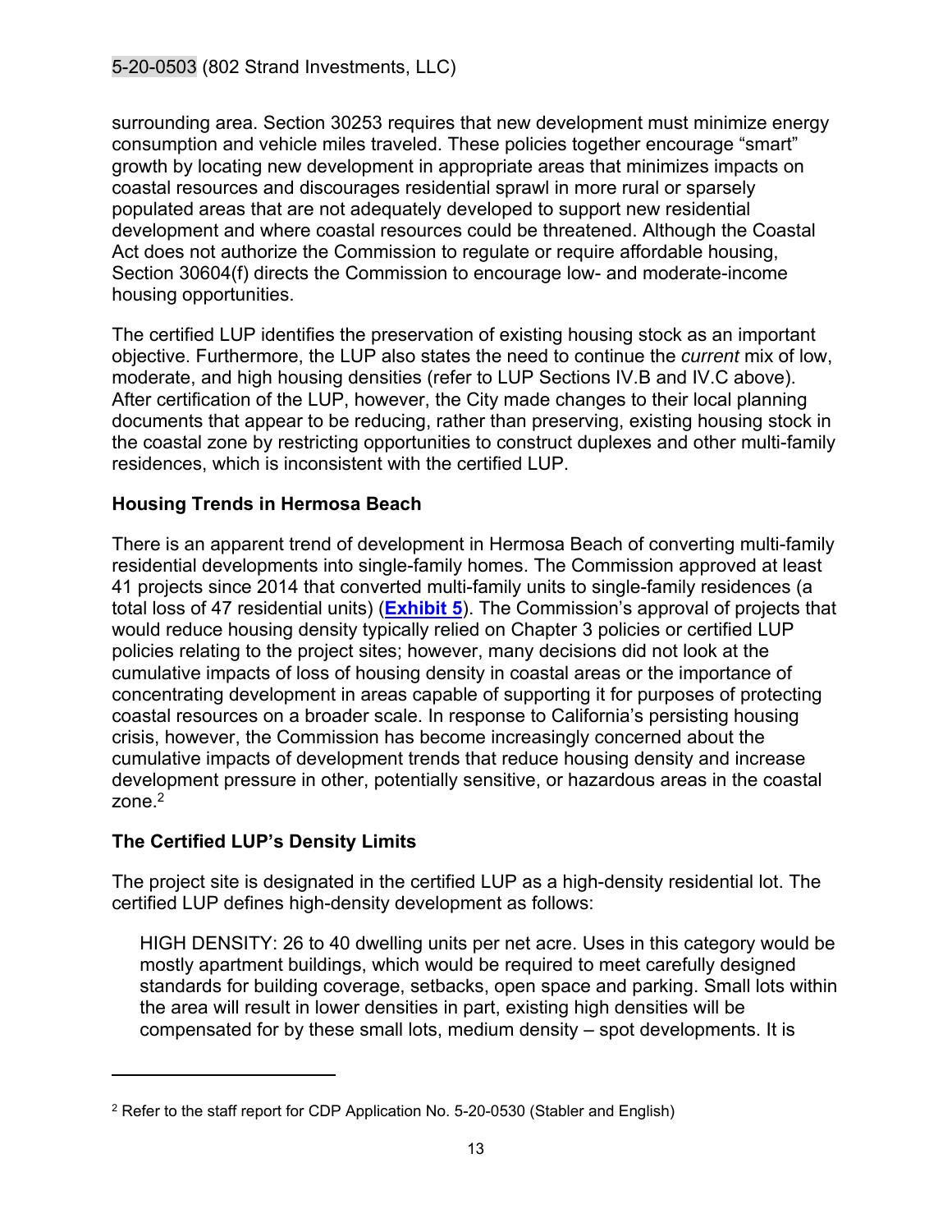surrounding area. Section 30253 requires that new development must minimize energy consumption and vehicle miles traveled. These policies together encourage "smart" growth by locating new development in appropriate areas that minimizes impacts on coastal resources and discourages residential sprawl in more rural or sparsely populated areas that are not adequately developed to support new residential development and where coastal resources could be threatened. Although the Coastal Act does not authorize the Commission to regulate or require affordable housing, Section 30604(f) directs the Commission to encourage low- and moderate-income housing opportunities.

The certified LUP identifies the preservation of existing housing stock as an important objective. Furthermore, the LUP also states the need to continue the *current* mix of low, moderate, and high housing densities (refer to LUP Sections IV.B and IV.C above). After certification of the LUP, however, the City made changes to their local planning documents that appear to be reducing, rather than preserving, existing housing stock in the coastal zone by restricting opportunities to construct duplexes and other multi-family residences, which is inconsistent with the certified LUP.

**Housing Trends in Hermosa Beach**

There is an apparent trend of development in Hermosa Beach of converting multi-family residential developments into single-family homes. The Commission approved at least 41 projects since 2014 that converted multi-family units to single-family residences (a total loss of 47 residential units) (**Exhibit 5**). The Commission's approval of projects that would reduce housing density typically relied on Chapter 3 policies or certified LUP policies relating to the project sites; however, many decisions did not look at the cumulative impacts of loss of housing density in coastal areas or the importance of concentrating development in areas capable of supporting it for purposes of protecting coastal resources on a broader scale. In response to California's persisting housing crisis, however, the Commission has become increasingly concerned about the cumulative impacts of development trends that reduce housing density and increase development pressure in other, potentially sensitive, or hazardous areas in the coastal zone.[2]

**The Certified LUP's Density Limits**

The project site is designated in the certified LUP as a high-density residential lot. The certified LUP defines high-density development as follows:

> HIGH DENSITY: 26 to 40 dwelling units per net acre. Uses in this category would be mostly apartment buildings, which would be required to meet carefully designed standards for building coverage, setbacks, open space and parking. Small lots within the area will result in lower densities in part, existing high densities will be compensated for by these small lots, medium density – spot developments. It is

---

[2] Refer to the staff report for CDP Application No. 5-20-0530 (Stabler and English)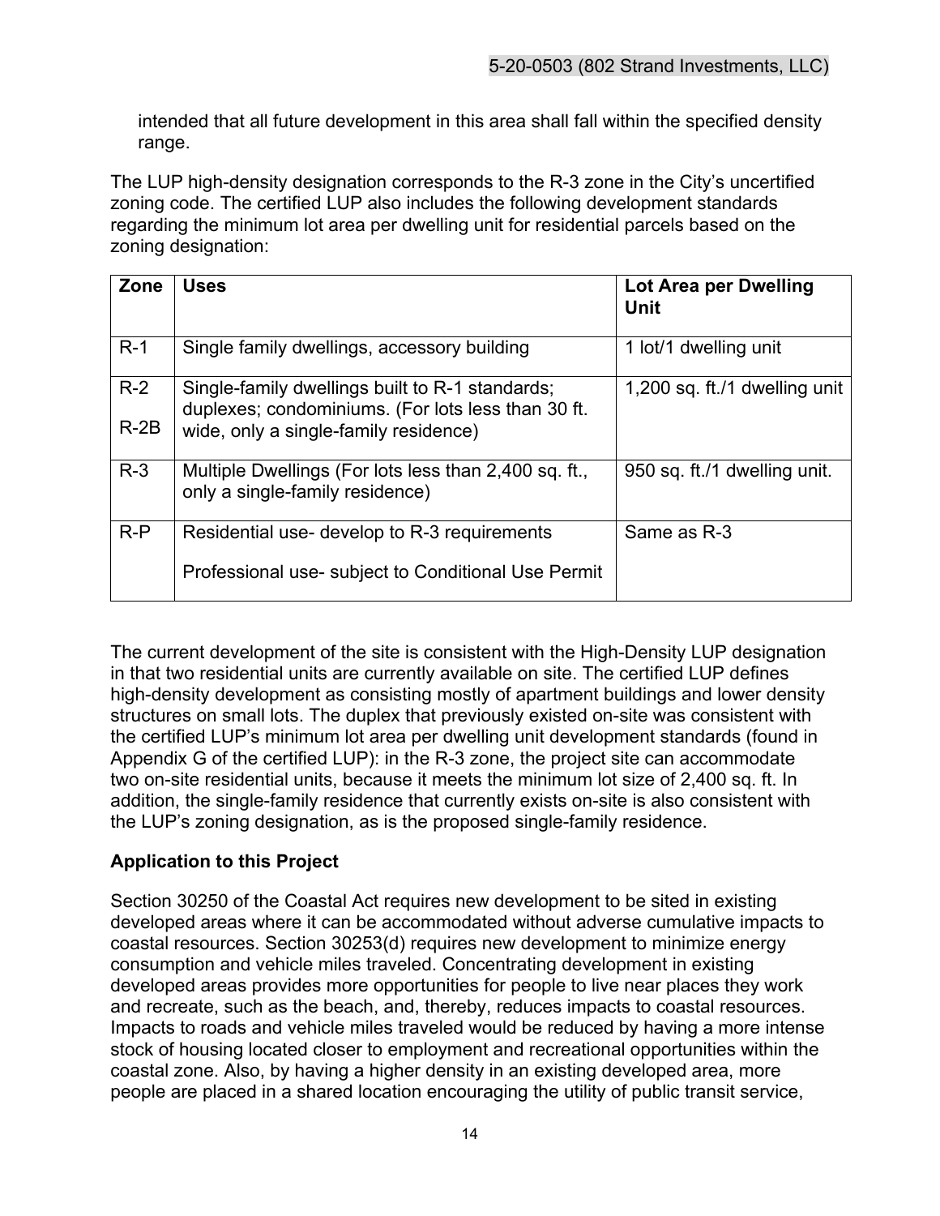intended that all future development in this area shall fall within the specified density range.

The LUP high-density designation corresponds to the R-3 zone in the City's uncertified zoning code. The certified LUP also includes the following development standards regarding the minimum lot area per dwelling unit for residential parcels based on the zoning designation:

| Zone | Uses | Lot Area per Dwelling Unit |
|---|---|---|
| R-1 | Single family dwellings, accessory building | 1 lot/1 dwelling unit |
| R-2<br>R-2B | Single-family dwellings built to R-1 standards; duplexes; condominiums. (For lots less than 30 ft. wide, only a single-family residence) | 1,200 sq. ft./1 dwelling unit |
| R-3 | Multiple Dwellings (For lots less than 2,400 sq. ft., only a single-family residence) | 950 sq. ft./1 dwelling unit. |
| R-P | Residential use- develop to R-3 requirements<br>Professional use- subject to Conditional Use Permit | Same as R-3 |

The current development of the site is consistent with the High-Density LUP designation in that two residential units are currently available on site. The certified LUP defines high-density development as consisting mostly of apartment buildings and lower density structures on small lots. The duplex that previously existed on-site was consistent with the certified LUP's minimum lot area per dwelling unit development standards (found in Appendix G of the certified LUP): in the R-3 zone, the project site can accommodate two on-site residential units, because it meets the minimum lot size of 2,400 sq. ft. In addition, the single-family residence that currently exists on-site is also consistent with the LUP's zoning designation, as is the proposed single-family residence.

**Application to this Project**

Section 30250 of the Coastal Act requires new development to be sited in existing developed areas where it can be accommodated without adverse cumulative impacts to coastal resources. Section 30253(d) requires new development to minimize energy consumption and vehicle miles traveled. Concentrating development in existing developed areas provides more opportunities for people to live near places they work and recreate, such as the beach, and, thereby, reduces impacts to coastal resources. Impacts to roads and vehicle miles traveled would be reduced by having a more intense stock of housing located closer to employment and recreational opportunities within the coastal zone. Also, by having a higher density in an existing developed area, more people are placed in a shared location encouraging the utility of public transit service,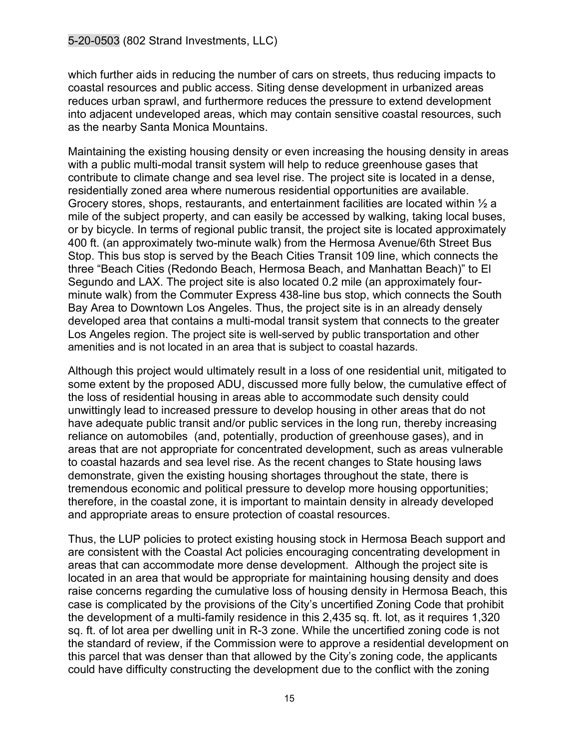which further aids in reducing the number of cars on streets, thus reducing impacts to coastal resources and public access. Siting dense development in urbanized areas reduces urban sprawl, and furthermore reduces the pressure to extend development into adjacent undeveloped areas, which may contain sensitive coastal resources, such as the nearby Santa Monica Mountains.

Maintaining the existing housing density or even increasing the housing density in areas with a public multi-modal transit system will help to reduce greenhouse gases that contribute to climate change and sea level rise. The project site is located in a dense, residentially zoned area where numerous residential opportunities are available. Grocery stores, shops, restaurants, and entertainment facilities are located within ½ a mile of the subject property, and can easily be accessed by walking, taking local buses, or by bicycle. In terms of regional public transit, the project site is located approximately 400 ft. (an approximately two-minute walk) from the Hermosa Avenue/6th Street Bus Stop. This bus stop is served by the Beach Cities Transit 109 line, which connects the three "Beach Cities (Redondo Beach, Hermosa Beach, and Manhattan Beach)" to El Segundo and LAX. The project site is also located 0.2 mile (an approximately four-minute walk) from the Commuter Express 438-line bus stop, which connects the South Bay Area to Downtown Los Angeles. Thus, the project site is in an already densely developed area that contains a multi-modal transit system that connects to the greater Los Angeles region. The project site is well-served by public transportation and other amenities and is not located in an area that is subject to coastal hazards.

Although this project would ultimately result in a loss of one residential unit, mitigated to some extent by the proposed ADU, discussed more fully below, the cumulative effect of the loss of residential housing in areas able to accommodate such density could unwittingly lead to increased pressure to develop housing in other areas that do not have adequate public transit and/or public services in the long run, thereby increasing reliance on automobiles (and, potentially, production of greenhouse gases), and in areas that are not appropriate for concentrated development, such as areas vulnerable to coastal hazards and sea level rise. As the recent changes to State housing laws demonstrate, given the existing housing shortages throughout the state, there is tremendous economic and political pressure to develop more housing opportunities; therefore, in the coastal zone, it is important to maintain density in already developed and appropriate areas to ensure protection of coastal resources.

Thus, the LUP policies to protect existing housing stock in Hermosa Beach support and are consistent with the Coastal Act policies encouraging concentrating development in areas that can accommodate more dense development. Although the project site is located in an area that would be appropriate for maintaining housing density and does raise concerns regarding the cumulative loss of housing density in Hermosa Beach, this case is complicated by the provisions of the City's uncertified Zoning Code that prohibit the development of a multi-family residence in this 2,435 sq. ft. lot, as it requires 1,320 sq. ft. of lot area per dwelling unit in R-3 zone. While the uncertified zoning code is not the standard of review, if the Commission were to approve a residential development on this parcel that was denser than that allowed by the City's zoning code, the applicants could have difficulty constructing the development due to the conflict with the zoning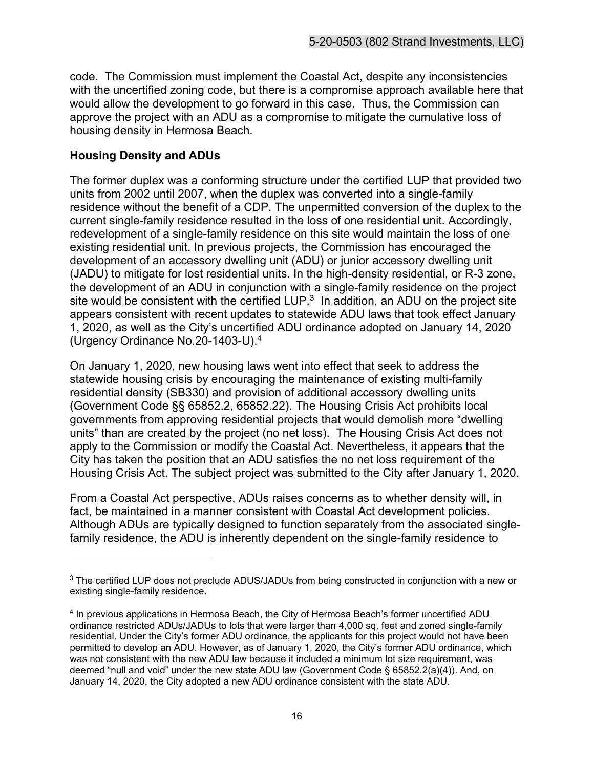code. The Commission must implement the Coastal Act, despite any inconsistencies with the uncertified zoning code, but there is a compromise approach available here that would allow the development to go forward in this case. Thus, the Commission can approve the project with an ADU as a compromise to mitigate the cumulative loss of housing density in Hermosa Beach.

**Housing Density and ADUs**

The former duplex was a conforming structure under the certified LUP that provided two units from 2002 until 2007, when the duplex was converted into a single-family residence without the benefit of a CDP. The unpermitted conversion of the duplex to the current single-family residence resulted in the loss of one residential unit. Accordingly, redevelopment of a single-family residence on this site would maintain the loss of one existing residential unit. In previous projects, the Commission has encouraged the development of an accessory dwelling unit (ADU) or junior accessory dwelling unit (JADU) to mitigate for lost residential units. In the high-density residential, or R-3 zone, the development of an ADU in conjunction with a single-family residence on the project site would be consistent with the certified LUP.[3] In addition, an ADU on the project site appears consistent with recent updates to statewide ADU laws that took effect January 1, 2020, as well as the City's uncertified ADU ordinance adopted on January 14, 2020 (Urgency Ordinance No.20-1403-U).[4]

On January 1, 2020, new housing laws went into effect that seek to address the statewide housing crisis by encouraging the maintenance of existing multi-family residential density (SB330) and provision of additional accessory dwelling units (Government Code §§ 65852.2, 65852.22). The Housing Crisis Act prohibits local governments from approving residential projects that would demolish more "dwelling units" than are created by the project (no net loss). The Housing Crisis Act does not apply to the Commission or modify the Coastal Act. Nevertheless, it appears that the City has taken the position that an ADU satisfies the no net loss requirement of the Housing Crisis Act. The subject project was submitted to the City after January 1, 2020.

From a Coastal Act perspective, ADUs raises concerns as to whether density will, in fact, be maintained in a manner consistent with Coastal Act development policies. Although ADUs are typically designed to function separately from the associated single-family residence, the ADU is inherently dependent on the single-family residence to

---

[3] The certified LUP does not preclude ADUS/JADUs from being constructed in conjunction with a new or existing single-family residence.

[4] In previous applications in Hermosa Beach, the City of Hermosa Beach's former uncertified ADU ordinance restricted ADUs/JADUs to lots that were larger than 4,000 sq. feet and zoned single-family residential. Under the City's former ADU ordinance, the applicants for this project would not have been permitted to develop an ADU. However, as of January 1, 2020, the City's former ADU ordinance, which was not consistent with the new ADU law because it included a minimum lot size requirement, was deemed "null and void" under the new state ADU law (Government Code § 65852.2(a)(4)). And, on January 14, 2020, the City adopted a new ADU ordinance consistent with the state ADU.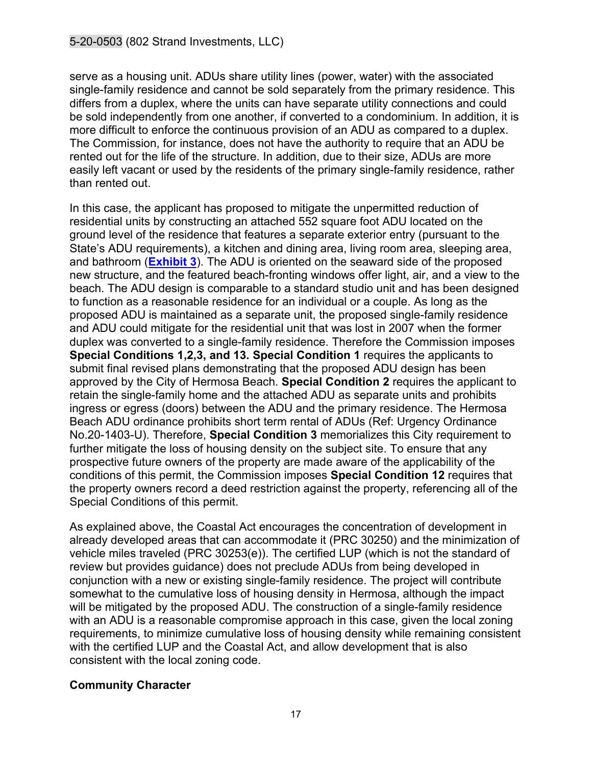serve as a housing unit. ADUs share utility lines (power, water) with the associated single-family residence and cannot be sold separately from the primary residence. This differs from a duplex, where the units can have separate utility connections and could be sold independently from one another, if converted to a condominium. In addition, it is more difficult to enforce the continuous provision of an ADU as compared to a duplex. The Commission, for instance, does not have the authority to require that an ADU be rented out for the life of the structure. In addition, due to their size, ADUs are more easily left vacant or used by the residents of the primary single-family residence, rather than rented out.

In this case, the applicant has proposed to mitigate the unpermitted reduction of residential units by constructing an attached 552 square foot ADU located on the ground level of the residence that features a separate exterior entry (pursuant to the State's ADU requirements), a kitchen and dining area, living room area, sleeping area, and bathroom (**Exhibit 3**). The ADU is oriented on the seaward side of the proposed new structure, and the featured beach-fronting windows offer light, air, and a view to the beach. The ADU design is comparable to a standard studio unit and has been designed to function as a reasonable residence for an individual or a couple. As long as the proposed ADU is maintained as a separate unit, the proposed single-family residence and ADU could mitigate for the residential unit that was lost in 2007 when the former duplex was converted to a single-family residence. Therefore the Commission imposes **Special Conditions 1,2,3, and 13. Special Condition 1** requires the applicants to submit final revised plans demonstrating that the proposed ADU design has been approved by the City of Hermosa Beach. **Special Condition 2** requires the applicant to retain the single-family home and the attached ADU as separate units and prohibits ingress or egress (doors) between the ADU and the primary residence. The Hermosa Beach ADU ordinance prohibits short term rental of ADUs (Ref: Urgency Ordinance No.20-1403-U). Therefore, **Special Condition 3** memorializes this City requirement to further mitigate the loss of housing density on the subject site. To ensure that any prospective future owners of the property are made aware of the applicability of the conditions of this permit, the Commission imposes **Special Condition 12** requires that the property owners record a deed restriction against the property, referencing all of the Special Conditions of this permit.

As explained above, the Coastal Act encourages the concentration of development in already developed areas that can accommodate it (PRC 30250) and the minimization of vehicle miles traveled (PRC 30253(e)). The certified LUP (which is not the standard of review but provides guidance) does not preclude ADUs from being developed in conjunction with a new or existing single-family residence. The project will contribute somewhat to the cumulative loss of housing density in Hermosa, although the impact will be mitigated by the proposed ADU. The construction of a single-family residence with an ADU is a reasonable compromise approach in this case, given the local zoning requirements, to minimize cumulative loss of housing density while remaining consistent with the certified LUP and the Coastal Act, and allow development that is also consistent with the local zoning code.

### Community Character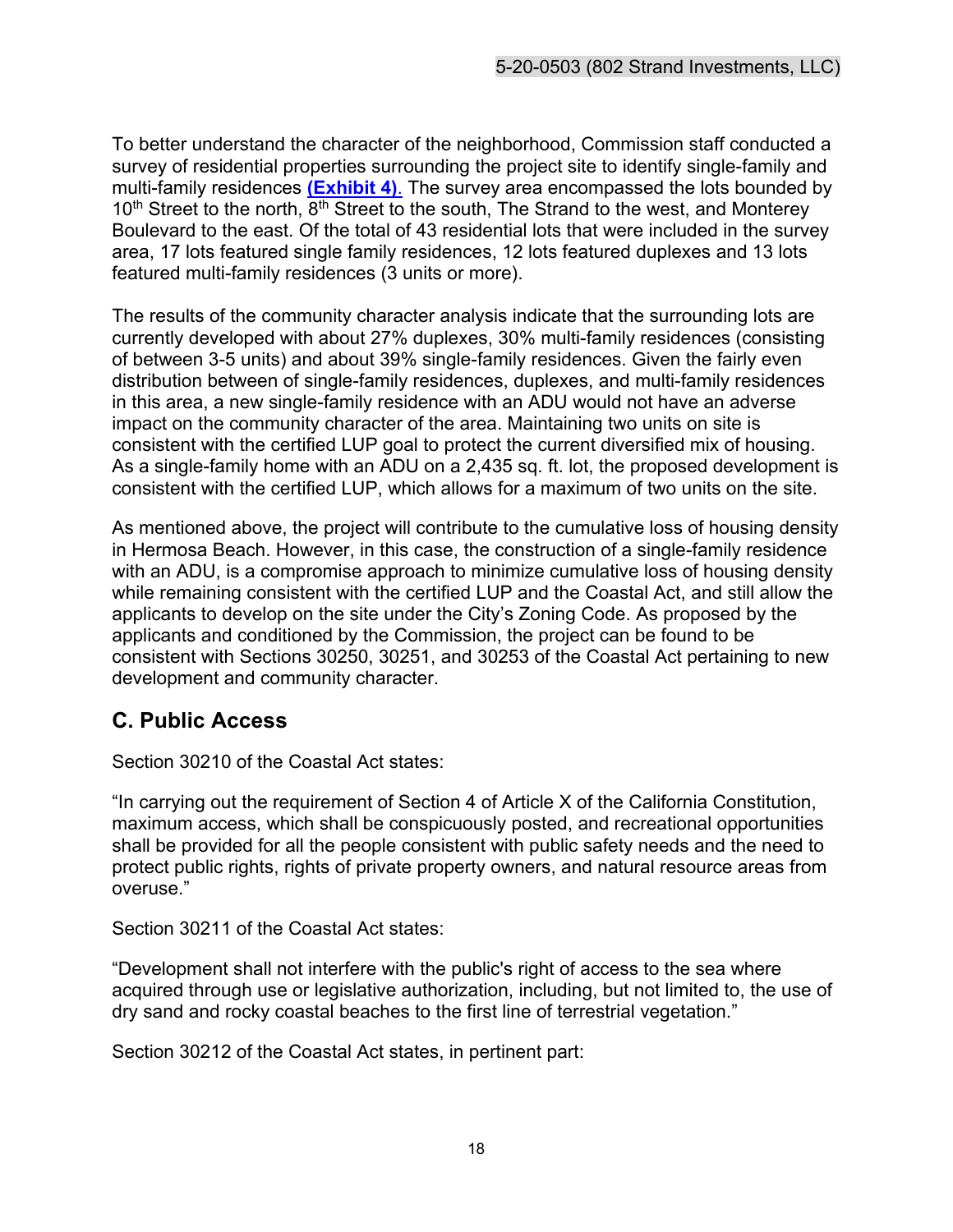To better understand the character of the neighborhood, Commission staff conducted a survey of residential properties surrounding the project site to identify single-family and multi-family residences **(Exhibit 4)**. The survey area encompassed the lots bounded by 10th Street to the north, 8th Street to the south, The Strand to the west, and Monterey Boulevard to the east. Of the total of 43 residential lots that were included in the survey area, 17 lots featured single family residences, 12 lots featured duplexes and 13 lots featured multi-family residences (3 units or more).

The results of the community character analysis indicate that the surrounding lots are currently developed with about 27% duplexes, 30% multi-family residences (consisting of between 3-5 units) and about 39% single-family residences. Given the fairly even distribution between of single-family residences, duplexes, and multi-family residences in this area, a new single-family residence with an ADU would not have an adverse impact on the community character of the area. Maintaining two units on site is consistent with the certified LUP goal to protect the current diversified mix of housing. As a single-family home with an ADU on a 2,435 sq. ft. lot, the proposed development is consistent with the certified LUP, which allows for a maximum of two units on the site.

As mentioned above, the project will contribute to the cumulative loss of housing density in Hermosa Beach. However, in this case, the construction of a single-family residence with an ADU, is a compromise approach to minimize cumulative loss of housing density while remaining consistent with the certified LUP and the Coastal Act, and still allow the applicants to develop on the site under the City's Zoning Code. As proposed by the applicants and conditioned by the Commission, the project can be found to be consistent with Sections 30250, 30251, and 30253 of the Coastal Act pertaining to new development and community character.

## C. Public Access

Section 30210 of the Coastal Act states:

"In carrying out the requirement of Section 4 of Article X of the California Constitution, maximum access, which shall be conspicuously posted, and recreational opportunities shall be provided for all the people consistent with public safety needs and the need to protect public rights, rights of private property owners, and natural resource areas from overuse."

Section 30211 of the Coastal Act states:

"Development shall not interfere with the public's right of access to the sea where acquired through use or legislative authorization, including, but not limited to, the use of dry sand and rocky coastal beaches to the first line of terrestrial vegetation."

Section 30212 of the Coastal Act states, in pertinent part: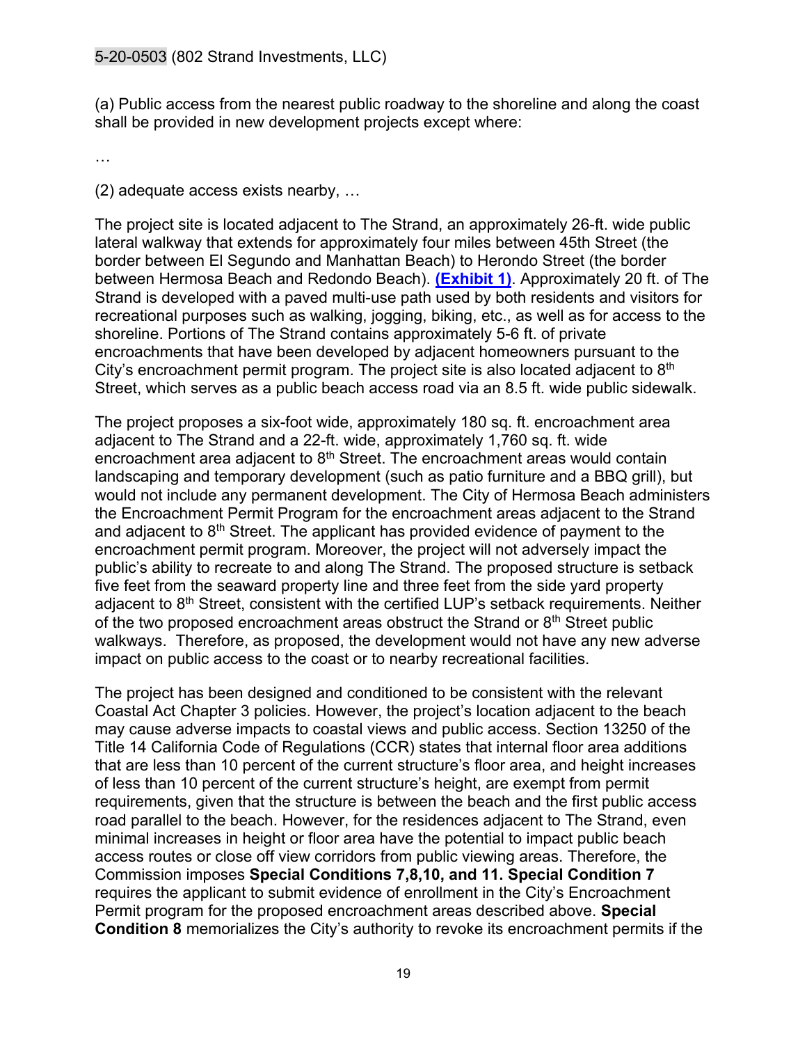(a) Public access from the nearest public roadway to the shoreline and along the coast shall be provided in new development projects except where:

…

(2) adequate access exists nearby, …

The project site is located adjacent to The Strand, an approximately 26-ft. wide public lateral walkway that extends for approximately four miles between 45th Street (the border between El Segundo and Manhattan Beach) to Herondo Street (the border between Hermosa Beach and Redondo Beach). **(Exhibit 1)**. Approximately 20 ft. of The Strand is developed with a paved multi-use path used by both residents and visitors for recreational purposes such as walking, jogging, biking, etc., as well as for access to the shoreline. Portions of The Strand contains approximately 5-6 ft. of private encroachments that have been developed by adjacent homeowners pursuant to the City's encroachment permit program. The project site is also located adjacent to 8th Street, which serves as a public beach access road via an 8.5 ft. wide public sidewalk.

The project proposes a six-foot wide, approximately 180 sq. ft. encroachment area adjacent to The Strand and a 22-ft. wide, approximately 1,760 sq. ft. wide encroachment area adjacent to 8th Street. The encroachment areas would contain landscaping and temporary development (such as patio furniture and a BBQ grill), but would not include any permanent development. The City of Hermosa Beach administers the Encroachment Permit Program for the encroachment areas adjacent to the Strand and adjacent to 8th Street. The applicant has provided evidence of payment to the encroachment permit program. Moreover, the project will not adversely impact the public's ability to recreate to and along The Strand. The proposed structure is setback five feet from the seaward property line and three feet from the side yard property adjacent to 8th Street, consistent with the certified LUP's setback requirements. Neither of the two proposed encroachment areas obstruct the Strand or 8th Street public walkways. Therefore, as proposed, the development would not have any new adverse impact on public access to the coast or to nearby recreational facilities.

The project has been designed and conditioned to be consistent with the relevant Coastal Act Chapter 3 policies. However, the project's location adjacent to the beach may cause adverse impacts to coastal views and public access. Section 13250 of the Title 14 California Code of Regulations (CCR) states that internal floor area additions that are less than 10 percent of the current structure's floor area, and height increases of less than 10 percent of the current structure's height, are exempt from permit requirements, given that the structure is between the beach and the first public access road parallel to the beach. However, for the residences adjacent to The Strand, even minimal increases in height or floor area have the potential to impact public beach access routes or close off view corridors from public viewing areas. Therefore, the Commission imposes **Special Conditions 7,8,10, and 11. Special Condition 7** requires the applicant to submit evidence of enrollment in the City's Encroachment Permit program for the proposed encroachment areas described above. **Special Condition 8** memorializes the City's authority to revoke its encroachment permits if the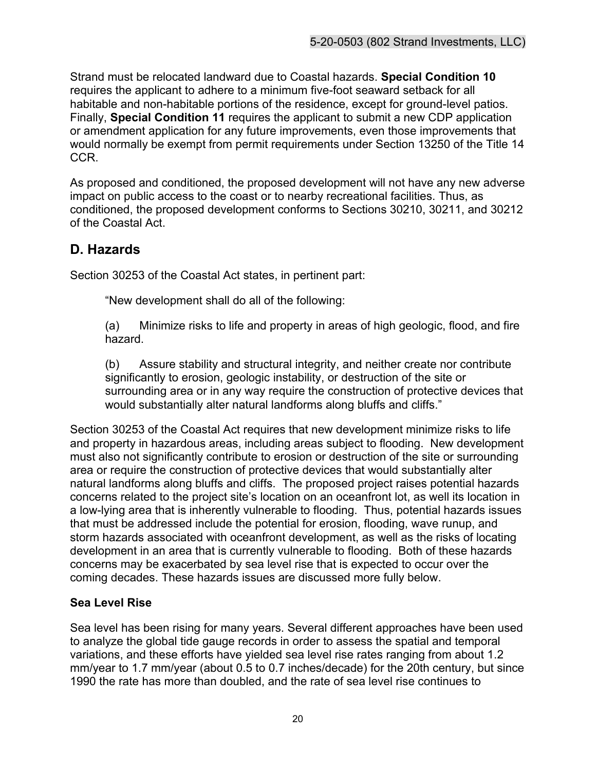Strand must be relocated landward due to Coastal hazards. **Special Condition 10** requires the applicant to adhere to a minimum five-foot seaward setback for all habitable and non-habitable portions of the residence, except for ground-level patios. Finally, **Special Condition 11** requires the applicant to submit a new CDP application or amendment application for any future improvements, even those improvements that would normally be exempt from permit requirements under Section 13250 of the Title 14 CCR.

As proposed and conditioned, the proposed development will not have any new adverse impact on public access to the coast or to nearby recreational facilities. Thus, as conditioned, the proposed development conforms to Sections 30210, 30211, and 30212 of the Coastal Act.

## D. Hazards

Section 30253 of the Coastal Act states, in pertinent part:

> "New development shall do all of the following:
>
> (a) Minimize risks to life and property in areas of high geologic, flood, and fire hazard.
>
> (b) Assure stability and structural integrity, and neither create nor contribute significantly to erosion, geologic instability, or destruction of the site or surrounding area or in any way require the construction of protective devices that would substantially alter natural landforms along bluffs and cliffs."

Section 30253 of the Coastal Act requires that new development minimize risks to life and property in hazardous areas, including areas subject to flooding. New development must also not significantly contribute to erosion or destruction of the site or surrounding area or require the construction of protective devices that would substantially alter natural landforms along bluffs and cliffs. The proposed project raises potential hazards concerns related to the project site's location on an oceanfront lot, as well its location in a low-lying area that is inherently vulnerable to flooding. Thus, potential hazards issues that must be addressed include the potential for erosion, flooding, wave runup, and storm hazards associated with oceanfront development, as well as the risks of locating development in an area that is currently vulnerable to flooding. Both of these hazards concerns may be exacerbated by sea level rise that is expected to occur over the coming decades. These hazards issues are discussed more fully below.

### Sea Level Rise

Sea level has been rising for many years. Several different approaches have been used to analyze the global tide gauge records in order to assess the spatial and temporal variations, and these efforts have yielded sea level rise rates ranging from about 1.2 mm/year to 1.7 mm/year (about 0.5 to 0.7 inches/decade) for the 20th century, but since 1990 the rate has more than doubled, and the rate of sea level rise continues to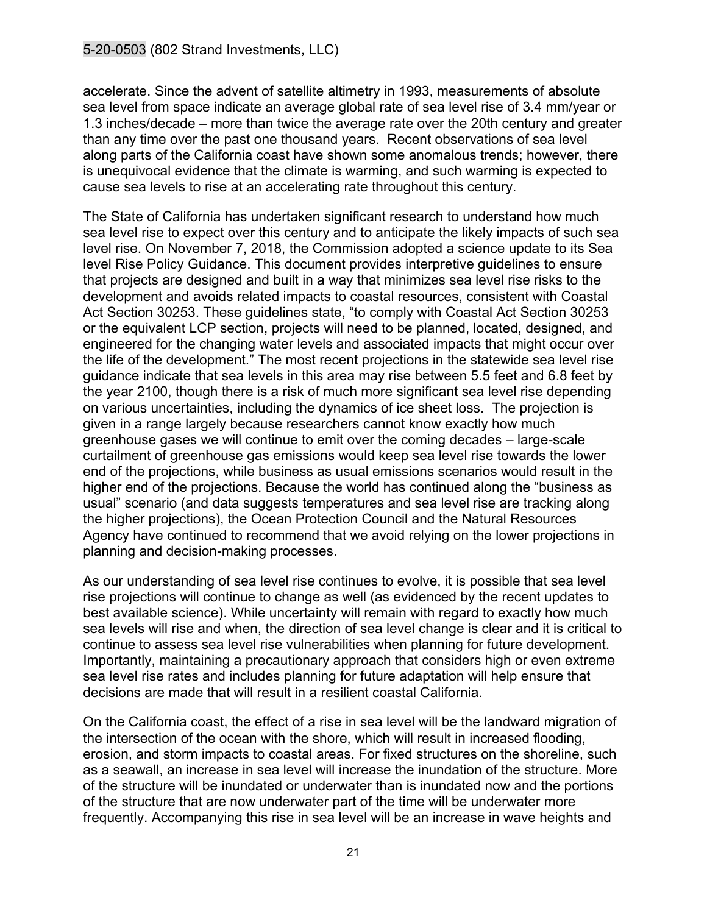accelerate. Since the advent of satellite altimetry in 1993, measurements of absolute sea level from space indicate an average global rate of sea level rise of 3.4 mm/year or 1.3 inches/decade – more than twice the average rate over the 20th century and greater than any time over the past one thousand years. Recent observations of sea level along parts of the California coast have shown some anomalous trends; however, there is unequivocal evidence that the climate is warming, and such warming is expected to cause sea levels to rise at an accelerating rate throughout this century.

The State of California has undertaken significant research to understand how much sea level rise to expect over this century and to anticipate the likely impacts of such sea level rise. On November 7, 2018, the Commission adopted a science update to its Sea level Rise Policy Guidance. This document provides interpretive guidelines to ensure that projects are designed and built in a way that minimizes sea level rise risks to the development and avoids related impacts to coastal resources, consistent with Coastal Act Section 30253. These guidelines state, "to comply with Coastal Act Section 30253 or the equivalent LCP section, projects will need to be planned, located, designed, and engineered for the changing water levels and associated impacts that might occur over the life of the development." The most recent projections in the statewide sea level rise guidance indicate that sea levels in this area may rise between 5.5 feet and 6.8 feet by the year 2100, though there is a risk of much more significant sea level rise depending on various uncertainties, including the dynamics of ice sheet loss. The projection is given in a range largely because researchers cannot know exactly how much greenhouse gases we will continue to emit over the coming decades – large-scale curtailment of greenhouse gas emissions would keep sea level rise towards the lower end of the projections, while business as usual emissions scenarios would result in the higher end of the projections. Because the world has continued along the "business as usual" scenario (and data suggests temperatures and sea level rise are tracking along the higher projections), the Ocean Protection Council and the Natural Resources Agency have continued to recommend that we avoid relying on the lower projections in planning and decision-making processes.

As our understanding of sea level rise continues to evolve, it is possible that sea level rise projections will continue to change as well (as evidenced by the recent updates to best available science). While uncertainty will remain with regard to exactly how much sea levels will rise and when, the direction of sea level change is clear and it is critical to continue to assess sea level rise vulnerabilities when planning for future development. Importantly, maintaining a precautionary approach that considers high or even extreme sea level rise rates and includes planning for future adaptation will help ensure that decisions are made that will result in a resilient coastal California.

On the California coast, the effect of a rise in sea level will be the landward migration of the intersection of the ocean with the shore, which will result in increased flooding, erosion, and storm impacts to coastal areas. For fixed structures on the shoreline, such as a seawall, an increase in sea level will increase the inundation of the structure. More of the structure will be inundated or underwater than is inundated now and the portions of the structure that are now underwater part of the time will be underwater more frequently. Accompanying this rise in sea level will be an increase in wave heights and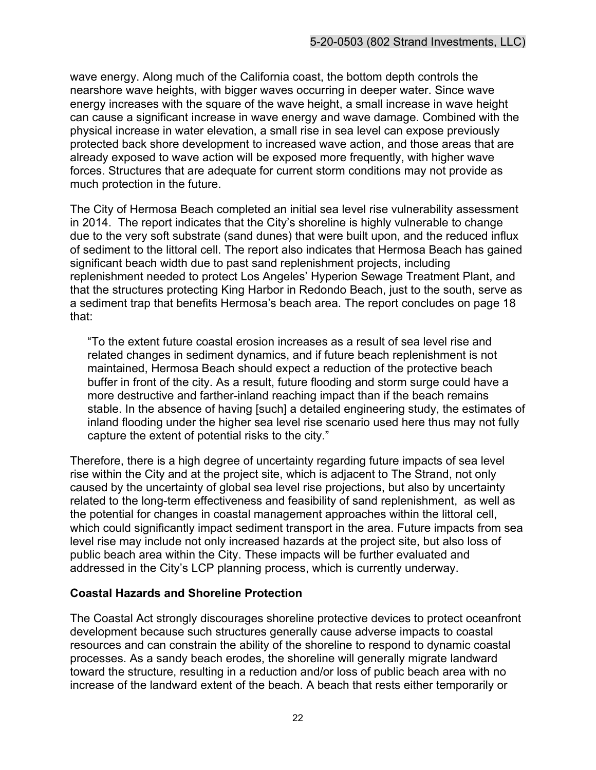wave energy. Along much of the California coast, the bottom depth controls the nearshore wave heights, with bigger waves occurring in deeper water. Since wave energy increases with the square of the wave height, a small increase in wave height can cause a significant increase in wave energy and wave damage. Combined with the physical increase in water elevation, a small rise in sea level can expose previously protected back shore development to increased wave action, and those areas that are already exposed to wave action will be exposed more frequently, with higher wave forces. Structures that are adequate for current storm conditions may not provide as much protection in the future.

The City of Hermosa Beach completed an initial sea level rise vulnerability assessment in 2014. The report indicates that the City's shoreline is highly vulnerable to change due to the very soft substrate (sand dunes) that were built upon, and the reduced influx of sediment to the littoral cell. The report also indicates that Hermosa Beach has gained significant beach width due to past sand replenishment projects, including replenishment needed to protect Los Angeles' Hyperion Sewage Treatment Plant, and that the structures protecting King Harbor in Redondo Beach, just to the south, serve as a sediment trap that benefits Hermosa's beach area. The report concludes on page 18 that:

> "To the extent future coastal erosion increases as a result of sea level rise and related changes in sediment dynamics, and if future beach replenishment is not maintained, Hermosa Beach should expect a reduction of the protective beach buffer in front of the city. As a result, future flooding and storm surge could have a more destructive and farther-inland reaching impact than if the beach remains stable. In the absence of having [such] a detailed engineering study, the estimates of inland flooding under the higher sea level rise scenario used here thus may not fully capture the extent of potential risks to the city."

Therefore, there is a high degree of uncertainty regarding future impacts of sea level rise within the City and at the project site, which is adjacent to The Strand, not only caused by the uncertainty of global sea level rise projections, but also by uncertainty related to the long-term effectiveness and feasibility of sand replenishment, as well as the potential for changes in coastal management approaches within the littoral cell, which could significantly impact sediment transport in the area. Future impacts from sea level rise may include not only increased hazards at the project site, but also loss of public beach area within the City. These impacts will be further evaluated and addressed in the City's LCP planning process, which is currently underway.

**Coastal Hazards and Shoreline Protection**

The Coastal Act strongly discourages shoreline protective devices to protect oceanfront development because such structures generally cause adverse impacts to coastal resources and can constrain the ability of the shoreline to respond to dynamic coastal processes. As a sandy beach erodes, the shoreline will generally migrate landward toward the structure, resulting in a reduction and/or loss of public beach area with no increase of the landward extent of the beach. A beach that rests either temporarily or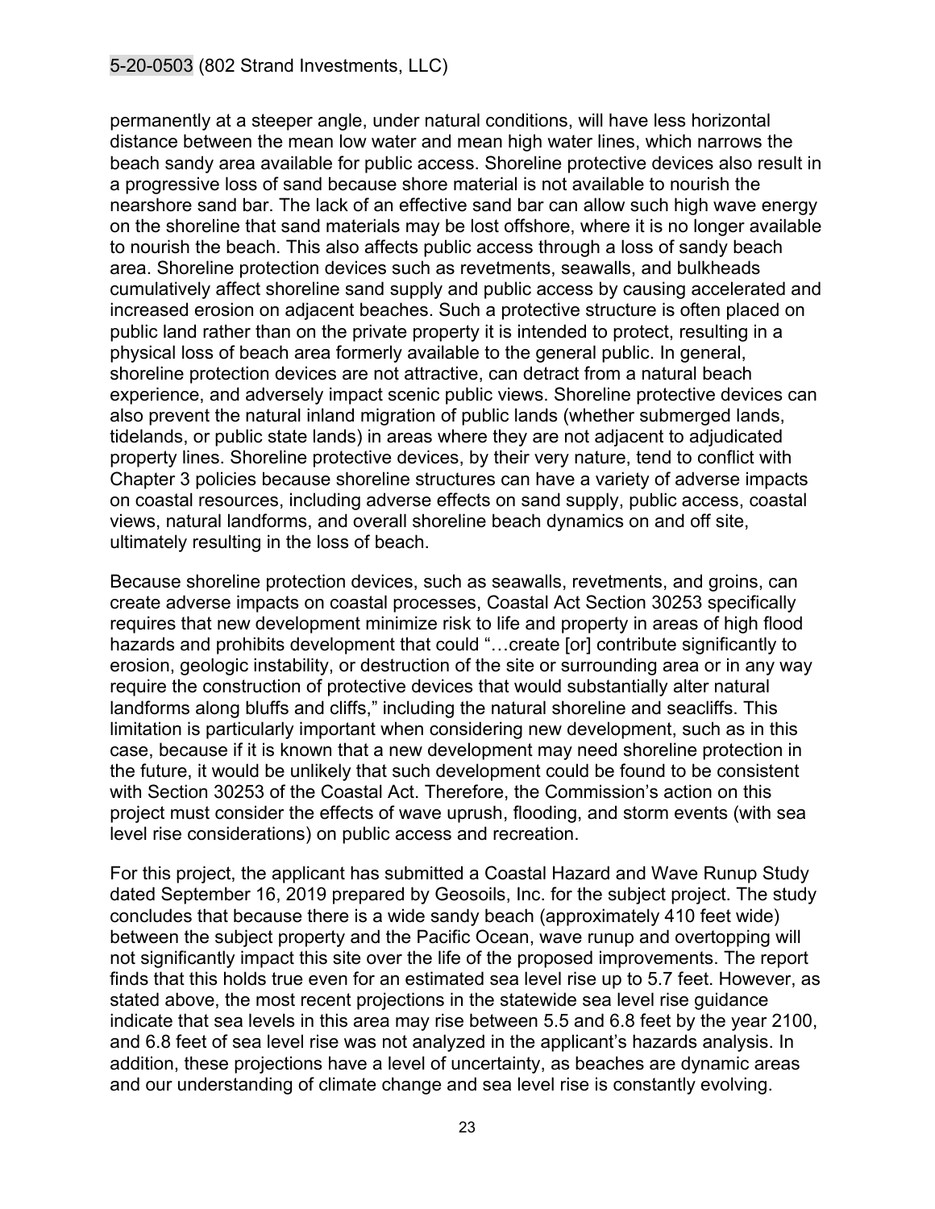permanently at a steeper angle, under natural conditions, will have less horizontal distance between the mean low water and mean high water lines, which narrows the beach sandy area available for public access. Shoreline protective devices also result in a progressive loss of sand because shore material is not available to nourish the nearshore sand bar. The lack of an effective sand bar can allow such high wave energy on the shoreline that sand materials may be lost offshore, where it is no longer available to nourish the beach. This also affects public access through a loss of sandy beach area. Shoreline protection devices such as revetments, seawalls, and bulkheads cumulatively affect shoreline sand supply and public access by causing accelerated and increased erosion on adjacent beaches. Such a protective structure is often placed on public land rather than on the private property it is intended to protect, resulting in a physical loss of beach area formerly available to the general public. In general, shoreline protection devices are not attractive, can detract from a natural beach experience, and adversely impact scenic public views. Shoreline protective devices can also prevent the natural inland migration of public lands (whether submerged lands, tidelands, or public state lands) in areas where they are not adjacent to adjudicated property lines. Shoreline protective devices, by their very nature, tend to conflict with Chapter 3 policies because shoreline structures can have a variety of adverse impacts on coastal resources, including adverse effects on sand supply, public access, coastal views, natural landforms, and overall shoreline beach dynamics on and off site, ultimately resulting in the loss of beach.

Because shoreline protection devices, such as seawalls, revetments, and groins, can create adverse impacts on coastal processes, Coastal Act Section 30253 specifically requires that new development minimize risk to life and property in areas of high flood hazards and prohibits development that could "…create [or] contribute significantly to erosion, geologic instability, or destruction of the site or surrounding area or in any way require the construction of protective devices that would substantially alter natural landforms along bluffs and cliffs," including the natural shoreline and seacliffs. This limitation is particularly important when considering new development, such as in this case, because if it is known that a new development may need shoreline protection in the future, it would be unlikely that such development could be found to be consistent with Section 30253 of the Coastal Act. Therefore, the Commission's action on this project must consider the effects of wave uprush, flooding, and storm events (with sea level rise considerations) on public access and recreation.

For this project, the applicant has submitted a Coastal Hazard and Wave Runup Study dated September 16, 2019 prepared by Geosoils, Inc. for the subject project. The study concludes that because there is a wide sandy beach (approximately 410 feet wide) between the subject property and the Pacific Ocean, wave runup and overtopping will not significantly impact this site over the life of the proposed improvements. The report finds that this holds true even for an estimated sea level rise up to 5.7 feet. However, as stated above, the most recent projections in the statewide sea level rise guidance indicate that sea levels in this area may rise between 5.5 and 6.8 feet by the year 2100, and 6.8 feet of sea level rise was not analyzed in the applicant's hazards analysis. In addition, these projections have a level of uncertainty, as beaches are dynamic areas and our understanding of climate change and sea level rise is constantly evolving.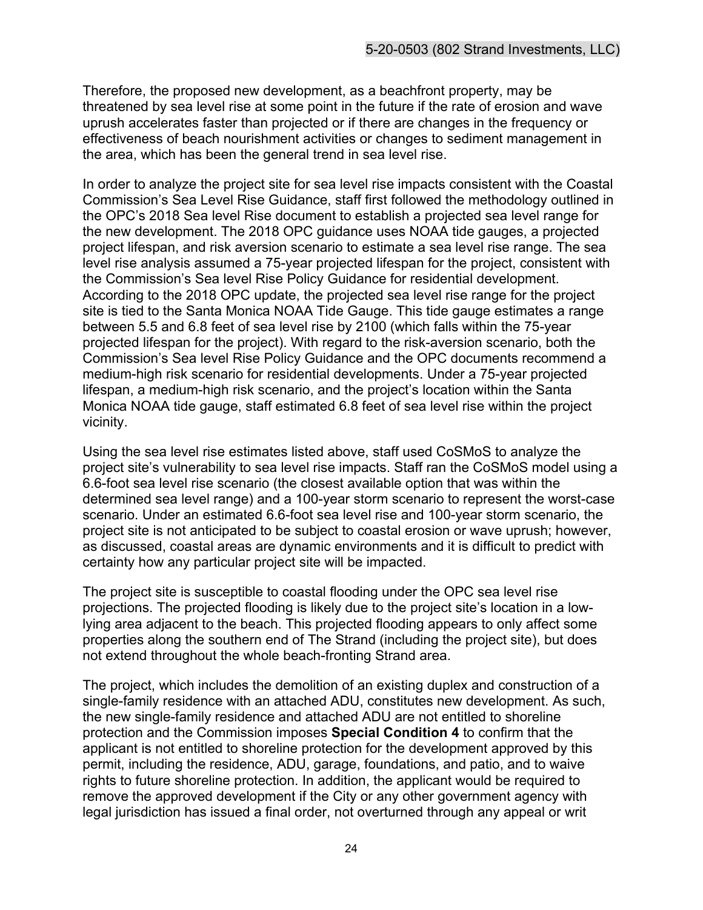Therefore, the proposed new development, as a beachfront property, may be threatened by sea level rise at some point in the future if the rate of erosion and wave uprush accelerates faster than projected or if there are changes in the frequency or effectiveness of beach nourishment activities or changes to sediment management in the area, which has been the general trend in sea level rise.

In order to analyze the project site for sea level rise impacts consistent with the Coastal Commission's Sea Level Rise Guidance, staff first followed the methodology outlined in the OPC's 2018 Sea level Rise document to establish a projected sea level range for the new development. The 2018 OPC guidance uses NOAA tide gauges, a projected project lifespan, and risk aversion scenario to estimate a sea level rise range. The sea level rise analysis assumed a 75-year projected lifespan for the project, consistent with the Commission's Sea level Rise Policy Guidance for residential development. According to the 2018 OPC update, the projected sea level rise range for the project site is tied to the Santa Monica NOAA Tide Gauge. This tide gauge estimates a range between 5.5 and 6.8 feet of sea level rise by 2100 (which falls within the 75-year projected lifespan for the project). With regard to the risk-aversion scenario, both the Commission's Sea level Rise Policy Guidance and the OPC documents recommend a medium-high risk scenario for residential developments. Under a 75-year projected lifespan, a medium-high risk scenario, and the project's location within the Santa Monica NOAA tide gauge, staff estimated 6.8 feet of sea level rise within the project vicinity.

Using the sea level rise estimates listed above, staff used CoSMoS to analyze the project site's vulnerability to sea level rise impacts. Staff ran the CoSMoS model using a 6.6-foot sea level rise scenario (the closest available option that was within the determined sea level range) and a 100-year storm scenario to represent the worst-case scenario. Under an estimated 6.6-foot sea level rise and 100-year storm scenario, the project site is not anticipated to be subject to coastal erosion or wave uprush; however, as discussed, coastal areas are dynamic environments and it is difficult to predict with certainty how any particular project site will be impacted.

The project site is susceptible to coastal flooding under the OPC sea level rise projections. The projected flooding is likely due to the project site's location in a low-lying area adjacent to the beach. This projected flooding appears to only affect some properties along the southern end of The Strand (including the project site), but does not extend throughout the whole beach-fronting Strand area.

The project, which includes the demolition of an existing duplex and construction of a single-family residence with an attached ADU, constitutes new development. As such, the new single-family residence and attached ADU are not entitled to shoreline protection and the Commission imposes **Special Condition 4** to confirm that the applicant is not entitled to shoreline protection for the development approved by this permit, including the residence, ADU, garage, foundations, and patio, and to waive rights to future shoreline protection. In addition, the applicant would be required to remove the approved development if the City or any other government agency with legal jurisdiction has issued a final order, not overturned through any appeal or writ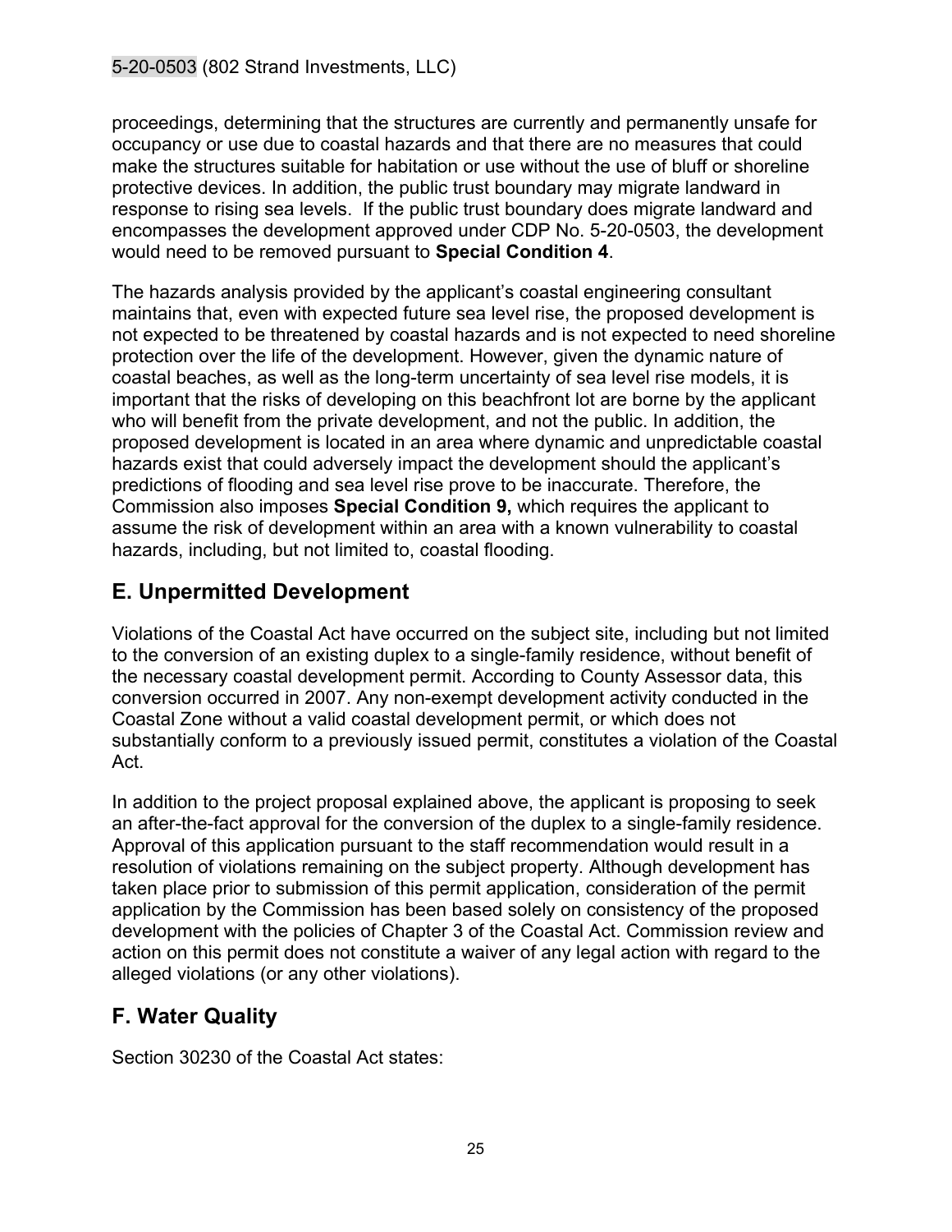proceedings, determining that the structures are currently and permanently unsafe for occupancy or use due to coastal hazards and that there are no measures that could make the structures suitable for habitation or use without the use of bluff or shoreline protective devices. In addition, the public trust boundary may migrate landward in response to rising sea levels. If the public trust boundary does migrate landward and encompasses the development approved under CDP No. 5-20-0503, the development would need to be removed pursuant to **Special Condition 4**.

The hazards analysis provided by the applicant's coastal engineering consultant maintains that, even with expected future sea level rise, the proposed development is not expected to be threatened by coastal hazards and is not expected to need shoreline protection over the life of the development. However, given the dynamic nature of coastal beaches, as well as the long-term uncertainty of sea level rise models, it is important that the risks of developing on this beachfront lot are borne by the applicant who will benefit from the private development, and not the public. In addition, the proposed development is located in an area where dynamic and unpredictable coastal hazards exist that could adversely impact the development should the applicant's predictions of flooding and sea level rise prove to be inaccurate. Therefore, the Commission also imposes **Special Condition 9,** which requires the applicant to assume the risk of development within an area with a known vulnerability to coastal hazards, including, but not limited to, coastal flooding.

## E. Unpermitted Development

Violations of the Coastal Act have occurred on the subject site, including but not limited to the conversion of an existing duplex to a single-family residence, without benefit of the necessary coastal development permit. According to County Assessor data, this conversion occurred in 2007. Any non-exempt development activity conducted in the Coastal Zone without a valid coastal development permit, or which does not substantially conform to a previously issued permit, constitutes a violation of the Coastal Act.

In addition to the project proposal explained above, the applicant is proposing to seek an after-the-fact approval for the conversion of the duplex to a single-family residence. Approval of this application pursuant to the staff recommendation would result in a resolution of violations remaining on the subject property. Although development has taken place prior to submission of this permit application, consideration of the permit application by the Commission has been based solely on consistency of the proposed development with the policies of Chapter 3 of the Coastal Act. Commission review and action on this permit does not constitute a waiver of any legal action with regard to the alleged violations (or any other violations).

## F. Water Quality

Section 30230 of the Coastal Act states: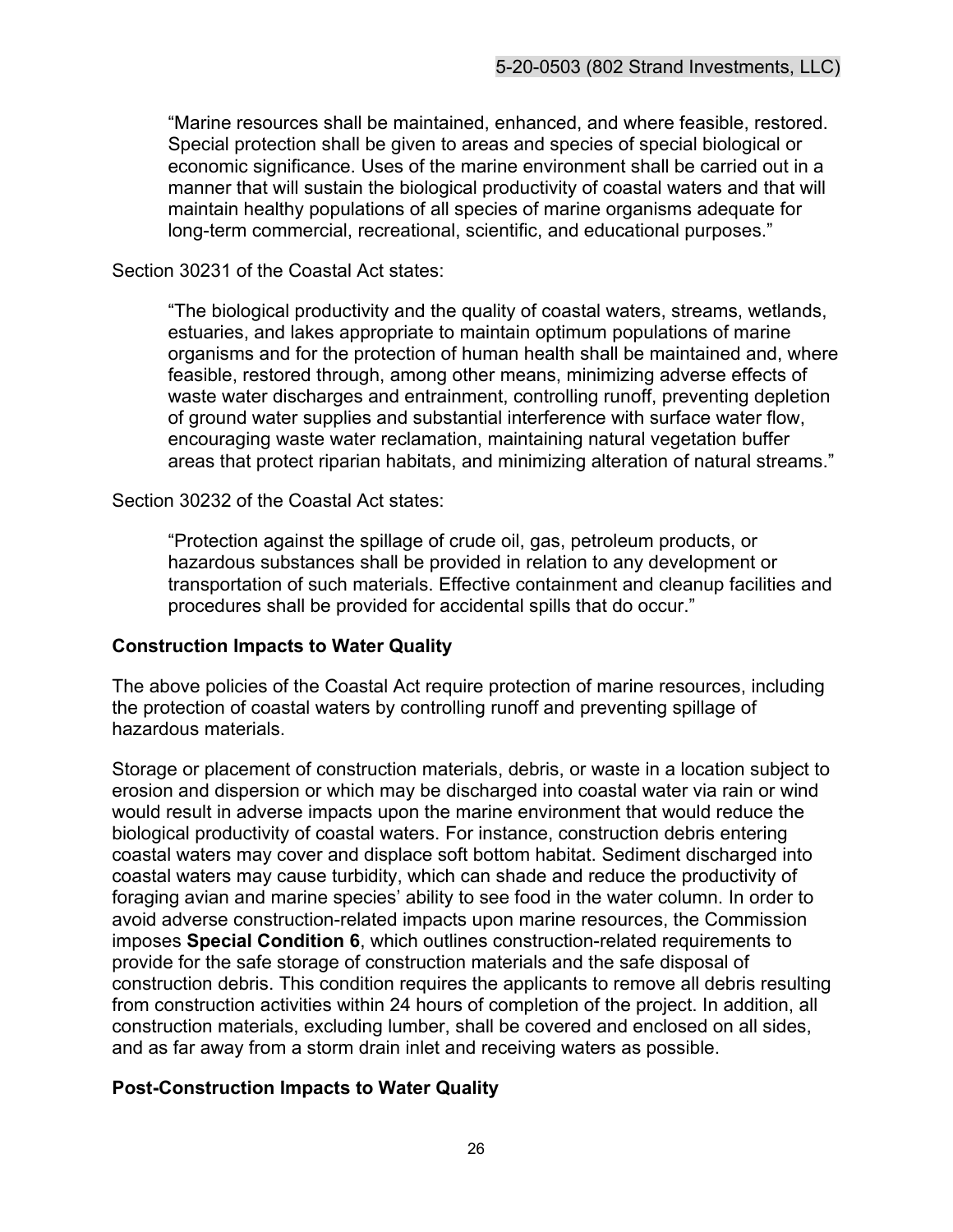> "Marine resources shall be maintained, enhanced, and where feasible, restored. Special protection shall be given to areas and species of special biological or economic significance. Uses of the marine environment shall be carried out in a manner that will sustain the biological productivity of coastal waters and that will maintain healthy populations of all species of marine organisms adequate for long-term commercial, recreational, scientific, and educational purposes."

Section 30231 of the Coastal Act states:

> "The biological productivity and the quality of coastal waters, streams, wetlands, estuaries, and lakes appropriate to maintain optimum populations of marine organisms and for the protection of human health shall be maintained and, where feasible, restored through, among other means, minimizing adverse effects of waste water discharges and entrainment, controlling runoff, preventing depletion of ground water supplies and substantial interference with surface water flow, encouraging waste water reclamation, maintaining natural vegetation buffer areas that protect riparian habitats, and minimizing alteration of natural streams."

Section 30232 of the Coastal Act states:

> "Protection against the spillage of crude oil, gas, petroleum products, or hazardous substances shall be provided in relation to any development or transportation of such materials. Effective containment and cleanup facilities and procedures shall be provided for accidental spills that do occur."

**Construction Impacts to Water Quality**

The above policies of the Coastal Act require protection of marine resources, including the protection of coastal waters by controlling runoff and preventing spillage of hazardous materials.

Storage or placement of construction materials, debris, or waste in a location subject to erosion and dispersion or which may be discharged into coastal water via rain or wind would result in adverse impacts upon the marine environment that would reduce the biological productivity of coastal waters. For instance, construction debris entering coastal waters may cover and displace soft bottom habitat. Sediment discharged into coastal waters may cause turbidity, which can shade and reduce the productivity of foraging avian and marine species' ability to see food in the water column. In order to avoid adverse construction-related impacts upon marine resources, the Commission imposes **Special Condition 6**, which outlines construction-related requirements to provide for the safe storage of construction materials and the safe disposal of construction debris. This condition requires the applicants to remove all debris resulting from construction activities within 24 hours of completion of the project. In addition, all construction materials, excluding lumber, shall be covered and enclosed on all sides, and as far away from a storm drain inlet and receiving waters as possible.

**Post-Construction Impacts to Water Quality**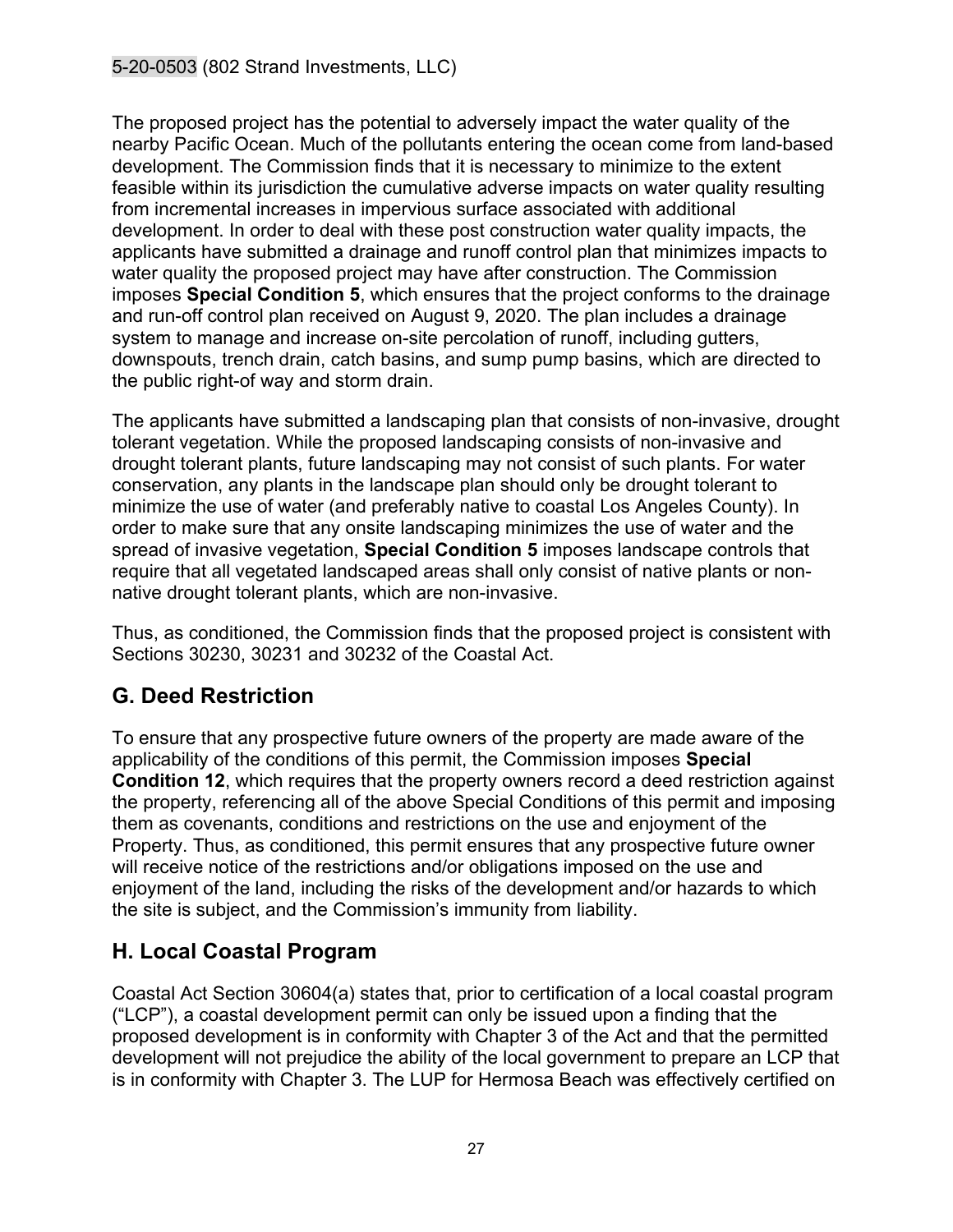The proposed project has the potential to adversely impact the water quality of the nearby Pacific Ocean. Much of the pollutants entering the ocean come from land-based development. The Commission finds that it is necessary to minimize to the extent feasible within its jurisdiction the cumulative adverse impacts on water quality resulting from incremental increases in impervious surface associated with additional development. In order to deal with these post construction water quality impacts, the applicants have submitted a drainage and runoff control plan that minimizes impacts to water quality the proposed project may have after construction. The Commission imposes **Special Condition 5**, which ensures that the project conforms to the drainage and run-off control plan received on August 9, 2020. The plan includes a drainage system to manage and increase on-site percolation of runoff, including gutters, downspouts, trench drain, catch basins, and sump pump basins, which are directed to the public right-of way and storm drain.

The applicants have submitted a landscaping plan that consists of non-invasive, drought tolerant vegetation. While the proposed landscaping consists of non-invasive and drought tolerant plants, future landscaping may not consist of such plants. For water conservation, any plants in the landscape plan should only be drought tolerant to minimize the use of water (and preferably native to coastal Los Angeles County). In order to make sure that any onsite landscaping minimizes the use of water and the spread of invasive vegetation, **Special Condition 5** imposes landscape controls that require that all vegetated landscaped areas shall only consist of native plants or non-native drought tolerant plants, which are non-invasive.

Thus, as conditioned, the Commission finds that the proposed project is consistent with Sections 30230, 30231 and 30232 of the Coastal Act.

## G. Deed Restriction

To ensure that any prospective future owners of the property are made aware of the applicability of the conditions of this permit, the Commission imposes **Special Condition 12**, which requires that the property owners record a deed restriction against the property, referencing all of the above Special Conditions of this permit and imposing them as covenants, conditions and restrictions on the use and enjoyment of the Property. Thus, as conditioned, this permit ensures that any prospective future owner will receive notice of the restrictions and/or obligations imposed on the use and enjoyment of the land, including the risks of the development and/or hazards to which the site is subject, and the Commission's immunity from liability.

## H. Local Coastal Program

Coastal Act Section 30604(a) states that, prior to certification of a local coastal program ("LCP"), a coastal development permit can only be issued upon a finding that the proposed development is in conformity with Chapter 3 of the Act and that the permitted development will not prejudice the ability of the local government to prepare an LCP that is in conformity with Chapter 3. The LUP for Hermosa Beach was effectively certified on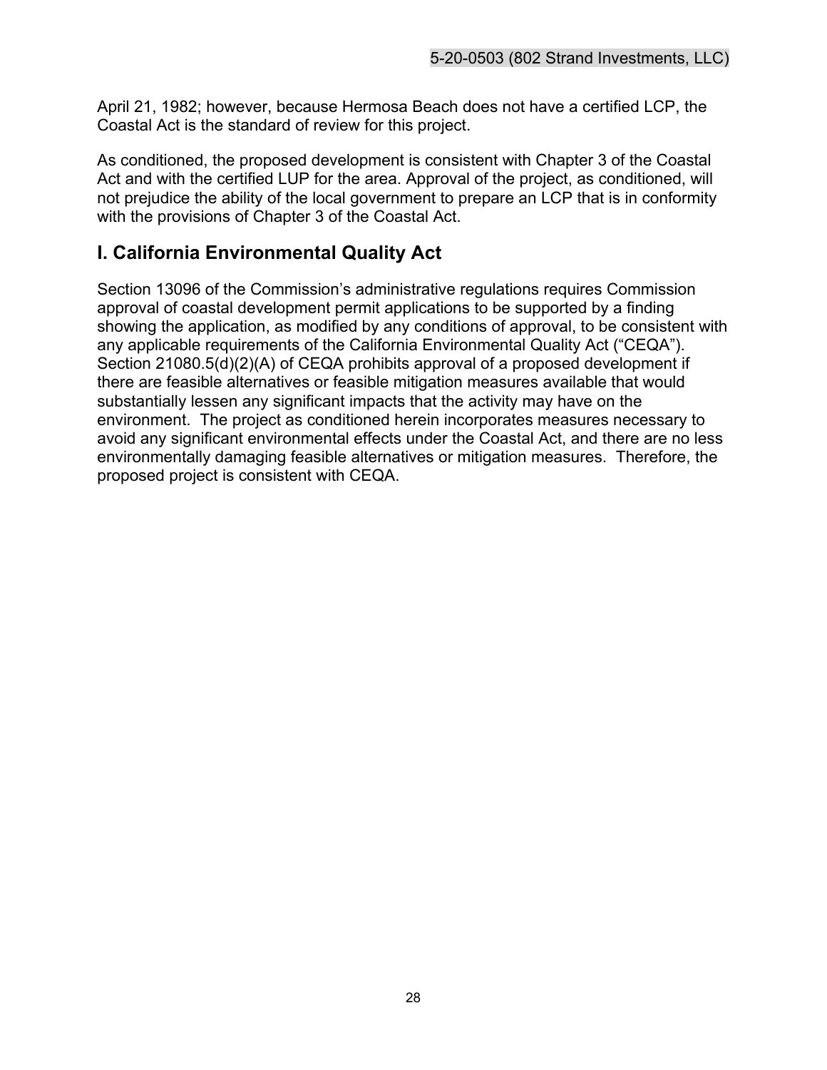April 21, 1982; however, because Hermosa Beach does not have a certified LCP, the Coastal Act is the standard of review for this project.

As conditioned, the proposed development is consistent with Chapter 3 of the Coastal Act and with the certified LUP for the area. Approval of the project, as conditioned, will not prejudice the ability of the local government to prepare an LCP that is in conformity with the provisions of Chapter 3 of the Coastal Act.

## I. California Environmental Quality Act

Section 13096 of the Commission's administrative regulations requires Commission approval of coastal development permit applications to be supported by a finding showing the application, as modified by any conditions of approval, to be consistent with any applicable requirements of the California Environmental Quality Act ("CEQA"). Section 21080.5(d)(2)(A) of CEQA prohibits approval of a proposed development if there are feasible alternatives or feasible mitigation measures available that would substantially lessen any significant impacts that the activity may have on the environment. The project as conditioned herein incorporates measures necessary to avoid any significant environmental effects under the Coastal Act, and there are no less environmentally damaging feasible alternatives or mitigation measures. Therefore, the proposed project is consistent with CEQA.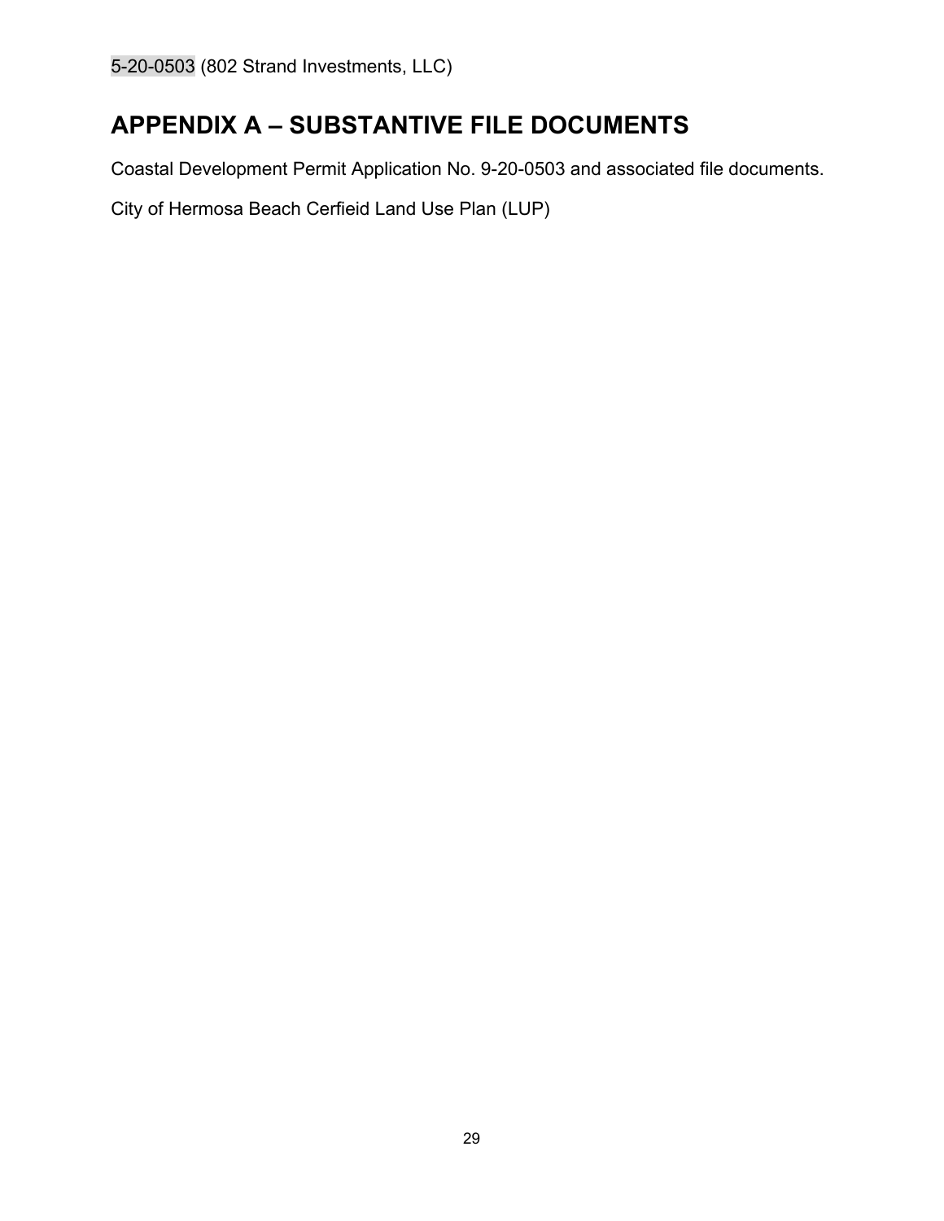## APPENDIX A – SUBSTANTIVE FILE DOCUMENTS

Coastal Development Permit Application No. 9-20-0503 and associated file documents.

City of Hermosa Beach Cerfieid Land Use Plan (LUP)